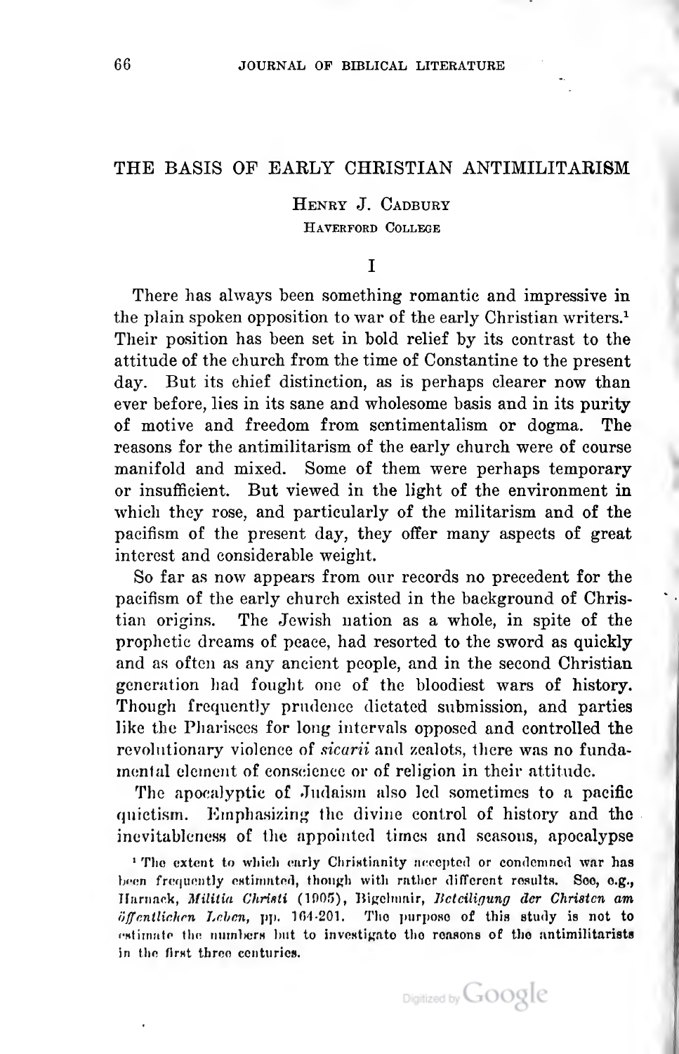# THE BASIS OF EARLY CHRISTIAN ANTIMILITARISM

HENRY J. CADBURY
HAVERFORD COLLEGE

## I

There has always been something romantic and impressive in the plain spoken opposition to war of the early Christian writers.[1] Their position has been set in bold relief by its contrast to the attitude of the church from the time of Constantine to the present day. But its chief distinction, as is perhaps clearer now than ever before, lies in its sane and wholesome basis and in its purity of motive and freedom from sentimentalism or dogma. The reasons for the antimilitarism of the early church were of course manifold and mixed. Some of them were perhaps temporary or insufficient. But viewed in the light of the environment in which they rose, and particularly of the militarism and of the pacifism of the present day, they offer many aspects of great interest and considerable weight.

So far as now appears from our records no precedent for the pacifism of the early church existed in the background of Christian origins. The Jewish nation as a whole, in spite of the prophetic dreams of peace, had resorted to the sword as quickly and as often as any ancient people, and in the second Christian generation had fought one of the bloodiest wars of history. Though frequently prudence dictated submission, and parties like the Pharisees for long intervals opposed and controlled the revolutionary violence of *sicarii* and zealots, there was no fundamental element of conscience or of religion in their attitude.

The apocalyptic of Judaism also led sometimes to a pacific quietism. Emphasizing the divine control of history and the inevitableness of the appointed times and seasons, apocalypse

[1] The extent to which early Christianity accepted or condemned war has been frequently estimated, though with rather different results. See, e.g., Harnack, *Militia Christi* (1905), Bigelmair, *Beteiligung der Christen am öffentlichen Leben*, pp. 164-201. The purpose of this study is not to estimate the numbers but to investigate the reasons of the antimilitarists in the first three centuries.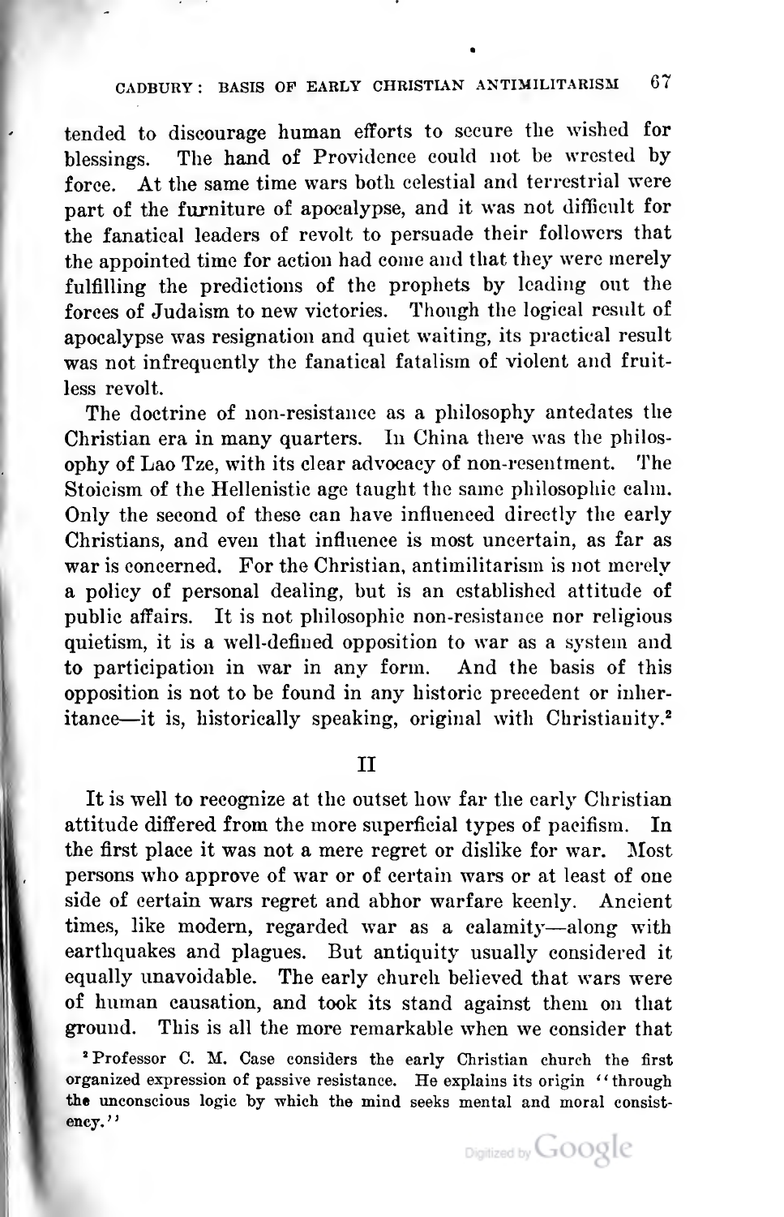tended to discourage human efforts to secure the wished for blessings. The hand of Providence could not be wrested by force. At the same time wars both celestial and terrestrial were part of the furniture of apocalypse, and it was not difficult for the fanatical leaders of revolt to persuade their followers that the appointed time for action had come and that they were merely fulfilling the predictions of the prophets by leading out the forces of Judaism to new victories. Though the logical result of apocalypse was resignation and quiet waiting, its practical result was not infrequently the fanatical fatalism of violent and fruitless revolt.

The doctrine of non-resistance as a philosophy antedates the Christian era in many quarters. In China there was the philosophy of Lao Tze, with its clear advocacy of non-resentment. The Stoicism of the Hellenistic age taught the same philosophic calm. Only the second of these can have influenced directly the early Christians, and even that influence is most uncertain, as far as war is concerned. For the Christian, antimilitarism is not merely a policy of personal dealing, but is an established attitude of public affairs. It is not philosophic non-resistance nor religious quietism, it is a well-defined opposition to war as a system and to participation in war in any form. And the basis of this opposition is not to be found in any historic precedent or inheritance—it is, historically speaking, original with Christianity.[2]

## II

It is well to recognize at the outset how far the early Christian attitude differed from the more superficial types of pacifism. In the first place it was not a mere regret or dislike for war. Most persons who approve of war or of certain wars or at least of one side of certain wars regret and abhor warfare keenly. Ancient times, like modern, regarded war as a calamity—along with earthquakes and plagues. But antiquity usually considered it equally unavoidable. The early church believed that wars were of human causation, and took its stand against them on that ground. This is all the more remarkable when we consider that

[2] Professor C. M. Case considers the early Christian church the first organized expression of passive resistance. He explains its origin "through the unconscious logic by which the mind seeks mental and moral consistency."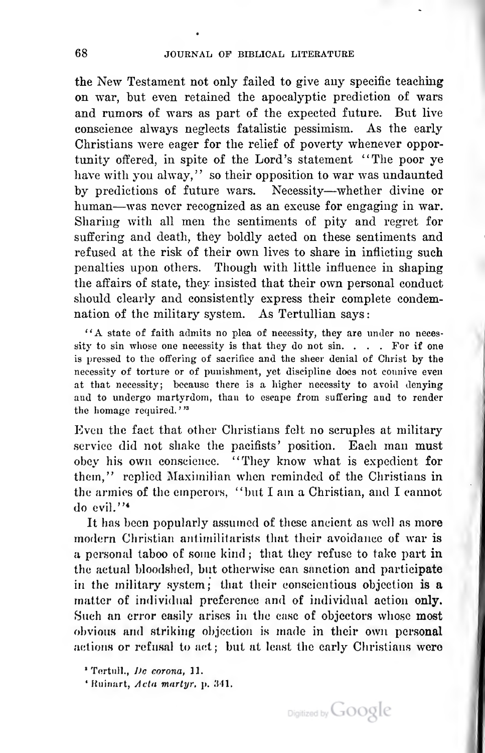the New Testament not only failed to give any specific teaching on war, but even retained the apocalyptic prediction of wars and rumors of wars as part of the expected future. But live conscience always neglects fatalistic pessimism. As the early Christians were eager for the relief of poverty whenever opportunity offered, in spite of the Lord's statement "The poor ye have with you alway," so their opposition to war was undaunted by predictions of future wars. Necessity—whether divine or human—was never recognized as an excuse for engaging in war. Sharing with all men the sentiments of pity and regret for suffering and death, they boldly acted on these sentiments and refused at the risk of their own lives to share in inflicting such penalties upon others. Though with little influence in shaping the affairs of state, they insisted that their own personal conduct should clearly and consistently express their complete condemnation of the military system. As Tertullian says:

> "A state of faith admits no plea of necessity, they are under no necessity to sin whose one necessity is that they do not sin. . . . For if one is pressed to the offering of sacrifice and the sheer denial of Christ by the necessity of torture or of punishment, yet discipline does not connive even at that necessity; because there is a higher necessity to avoid denying and to undergo martyrdom, than to escape from suffering and to render the homage required."[3]

Even the fact that other Christians felt no scruples at military service did not shake the pacifists' position. Each man must obey his own conscience. "They know what is expedient for them," replied Maximilian when reminded of the Christians in the armies of the emperors, "but I am a Christian, and I cannot do evil."[4]

It has been popularly assumed of these ancient as well as more modern Christian antimilitarists that their avoidance of war is a personal taboo of some kind; that they refuse to take part in the actual bloodshed, but otherwise can sanction and participate in the military system; that their conscientious objection is a matter of individual preference and of individual action only. Such an error easily arises in the case of objectors whose most obvious and striking objection is made in their own personal actions or refusal to act; but at least the early Christians were

[3] Tertull., *De corona*, 11.

[4] Ruinart, *Acta martyr.* p. 341.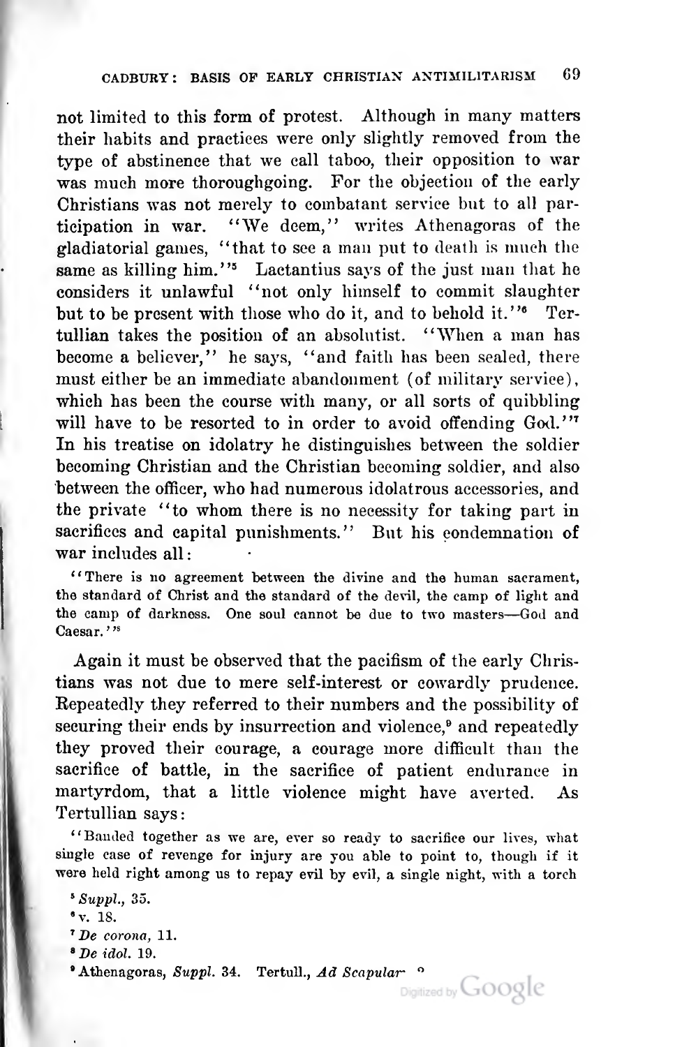not limited to this form of protest. Although in many matters their habits and practices were only slightly removed from the type of abstinence that we call taboo, their opposition to war was much more thoroughgoing. For the objection of the early Christians was not merely to combatant service but to all participation in war. "We deem," writes Athenagoras of the gladiatorial games, "that to see a man put to death is much the same as killing him."[5] Lactantius says of the just man that he considers it unlawful "not only himself to commit slaughter but to be present with those who do it, and to behold it."[6] Tertullian takes the position of an absolutist. "When a man has become a believer," he says, "and faith has been sealed, there must either be an immediate abandonment (of military service), which has been the course with many, or all sorts of quibbling will have to be resorted to in order to avoid offending God."[7] In his treatise on idolatry he distinguishes between the soldier becoming Christian and the Christian becoming soldier, and also between the officer, who had numerous idolatrous accessories, and the private "to whom there is no necessity for taking part in sacrifices and capital punishments." But his condemnation of war includes all:

> "There is no agreement between the divine and the human sacrament, the standard of Christ and the standard of the devil, the camp of light and the camp of darkness. One soul cannot be due to two masters—God and Caesar."[8]

Again it must be observed that the pacifism of the early Christians was not due to mere self-interest or cowardly prudence. Repeatedly they referred to their numbers and the possibility of securing their ends by insurrection and violence,[9] and repeatedly they proved their courage, a courage more difficult than the sacrifice of battle, in the sacrifice of patient endurance in martyrdom, that a little violence might have averted. As Tertullian says:

> "Banded together as we are, ever so ready to sacrifice our lives, what single case of revenge for injury are you able to point to, though if it were held right among us to repay evil by evil, a single night, with a torch

[5] *Suppl.*, 35.

[6] v. 18.

[7] *De corona*, 11.

[8] *De idol.* 19.

[9] Athenagoras, *Suppl.* 34. Tertull., *Ad Scapular*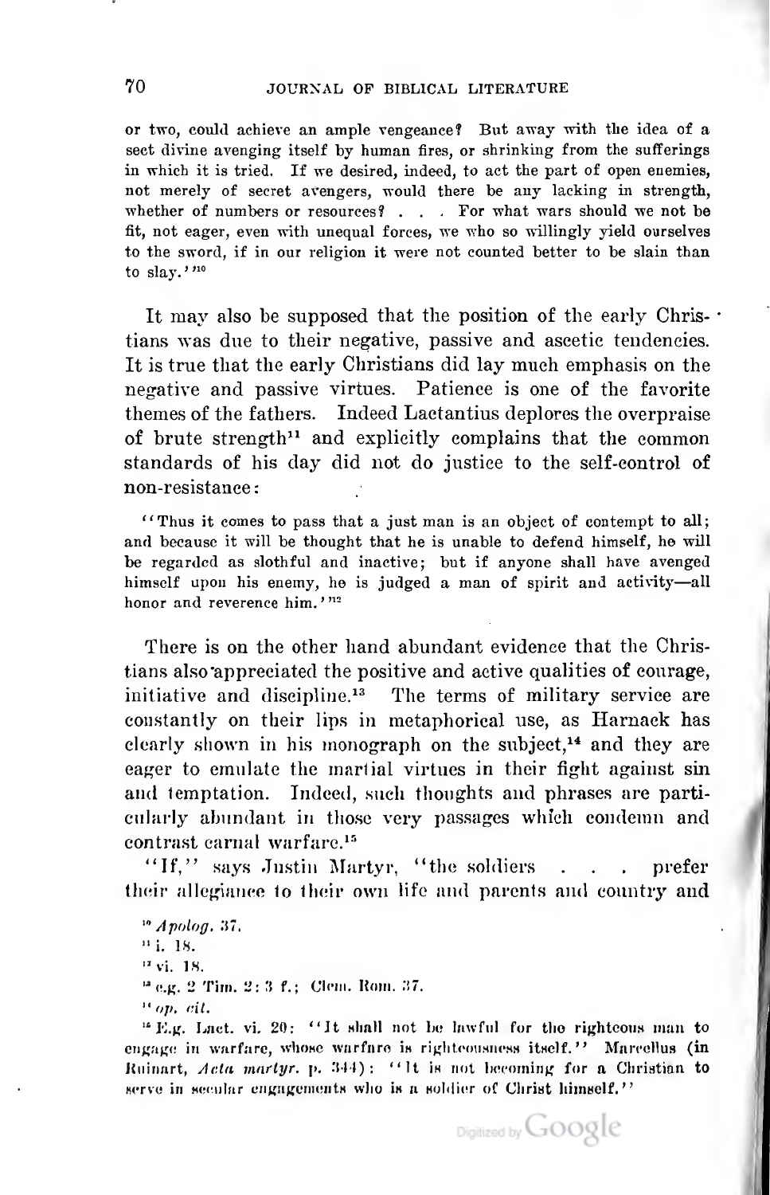or two, could achieve an ample vengeance? But away with the idea of a sect divine avenging itself by human fires, or shrinking from the sufferings in which it is tried. If we desired, indeed, to act the part of open enemies, not merely of secret avengers, would there be any lacking in strength, whether of numbers or resources? . . . For what wars should we not be fit, not eager, even with unequal forces, we who so willingly yield ourselves to the sword, if in our religion it were not counted better to be slain than to slay.'"[10]

It may also be supposed that the position of the early Christians was due to their negative, passive and ascetic tendencies. It is true that the early Christians did lay much emphasis on the negative and passive virtues. Patience is one of the favorite themes of the fathers. Indeed Lactantius deplores the overpraise of brute strength[11] and explicitly complains that the common standards of his day did not do justice to the self-control of non-resistance:

"Thus it comes to pass that a just man is an object of contempt to all; and because it will be thought that he is unable to defend himself, he will be regarded as slothful and inactive; but if anyone shall have avenged himself upon his enemy, he is judged a man of spirit and activity—all honor and reverence him.'"[12]

There is on the other hand abundant evidence that the Christians also appreciated the positive and active qualities of courage, initiative and discipline.[13] The terms of military service are constantly on their lips in metaphorical use, as Harnack has clearly shown in his monograph on the subject,[14] and they are eager to emulate the martial virtues in their fight against sin and temptation. Indeed, such thoughts and phrases are particularly abundant in those very passages which condemn and contrast carnal warfare.[15]

"If," says Justin Martyr, "the soldiers . . . prefer their allegiance to their own life and parents and country and

[10] *Apolog.* 37.

[11] i. 18.

[12] vi. 18.

[13] e.g. 2 Tim. 2: 3 f.; Clem. Rom. 37.

[14] *op. cit.*

[15] E.g. Lact. vi. 20: "It shall not be lawful for the righteous man to engage in warfare, whose warfare is righteousness itself." Marcellus (in Ruinart, *Acta martyr.* p. 344): "It is not becoming for a Christian to serve in secular engagements who is a soldier of Christ himself."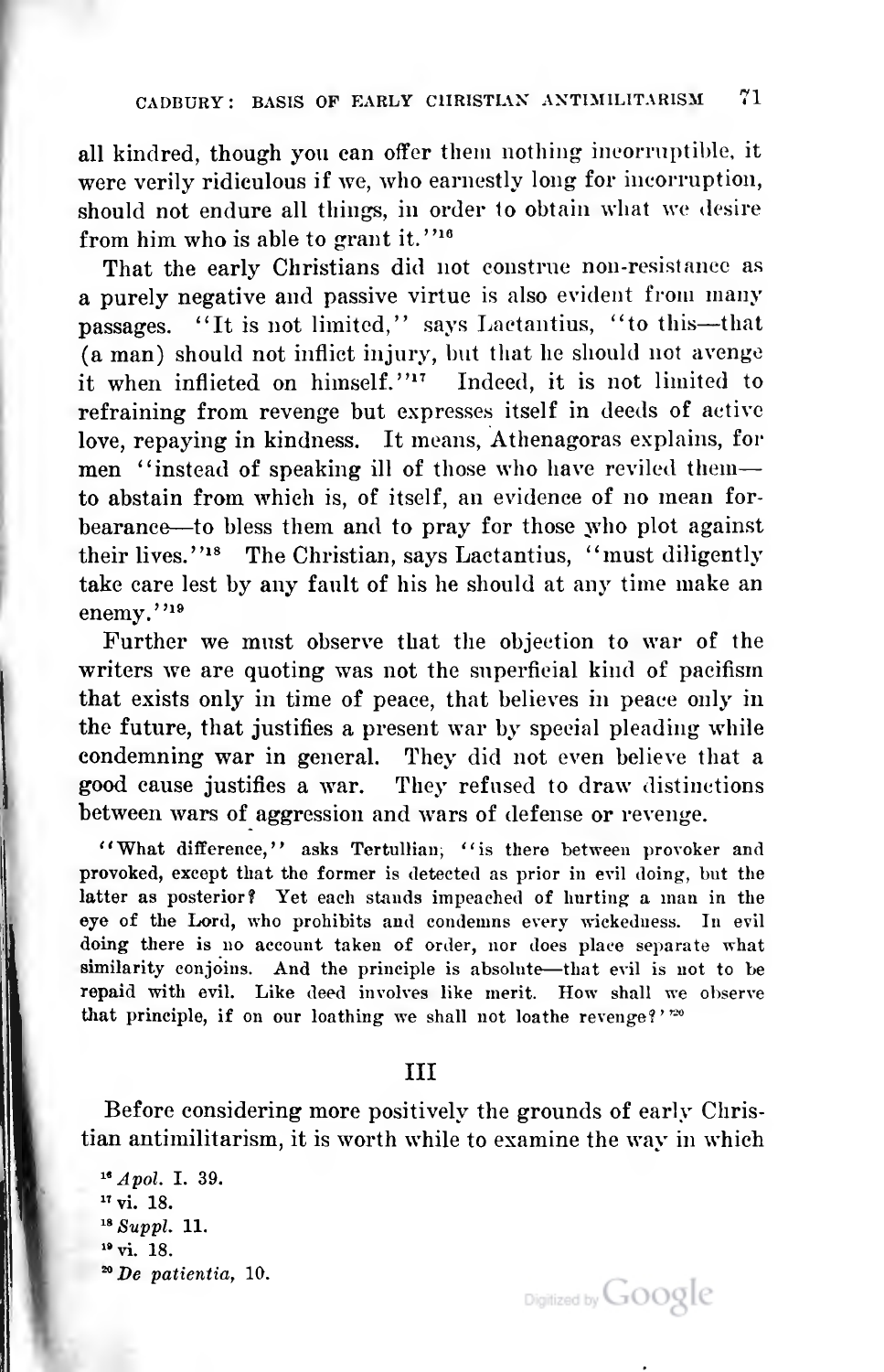all kindred, though you can offer them nothing incorruptible, it were verily ridiculous if we, who earnestly long for incorruption, should not endure all things, in order to obtain what we desire from him who is able to grant it."[16]

That the early Christians did not construe non-resistance as a purely negative and passive virtue is also evident from many passages. "It is not limited," says Lactantius, "to this—that (a man) should not inflict injury, but that he should not avenge it when inflicted on himself."[17] Indeed, it is not limited to refraining from revenge but expresses itself in deeds of active love, repaying in kindness. It means, Athenagoras explains, for men "instead of speaking ill of those who have reviled them—to abstain from which is, of itself, an evidence of no mean forbearance—to bless them and to pray for those who plot against their lives."[18] The Christian, says Lactantius, "must diligently take care lest by any fault of his he should at any time make an enemy."[19]

Further we must observe that the objection to war of the writers we are quoting was not the superficial kind of pacifism that exists only in time of peace, that believes in peace only in the future, that justifies a present war by special pleading while condemning war in general. They did not even believe that a good cause justifies a war. They refused to draw distinctions between wars of aggression and wars of defense or revenge.

"What difference," asks Tertullian, "is there between provoker and provoked, except that the former is detected as prior in evil doing, but the latter as posterior? Yet each stands impeached of hurting a man in the eye of the Lord, who prohibits and condemns every wickedness. In evil doing there is no account taken of order, nor does place separate what similarity conjoins. And the principle is absolute—that evil is not to be repaid with evil. Like deed involves like merit. How shall we observe that principle, if on our loathing we shall not loathe revenge?"[20]

## III

Before considering more positively the grounds of early Christian antimilitarism, it is worth while to examine the way in which

[16] *Apol.* I. 39.
[17] vi. 18.
[18] *Suppl.* 11.
[19] vi. 18.
[20] *De patientia*, 10.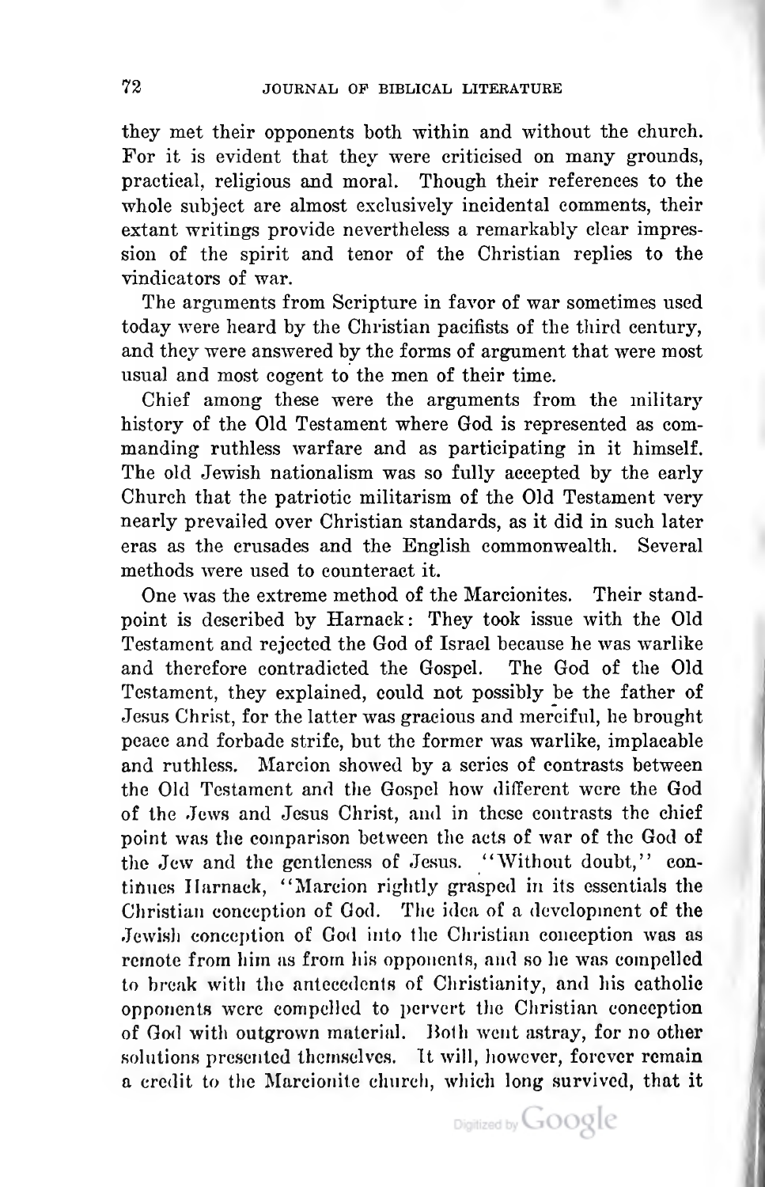they met their opponents both within and without the church. For it is evident that they were criticised on many grounds, practical, religious and moral. Though their references to the whole subject are almost exclusively incidental comments, their extant writings provide nevertheless a remarkably clear impression of the spirit and tenor of the Christian replies to the vindicators of war.

The arguments from Scripture in favor of war sometimes used today were heard by the Christian pacifists of the third century, and they were answered by the forms of argument that were most usual and most cogent to the men of their time.

Chief among these were the arguments from the military history of the Old Testament where God is represented as commanding ruthless warfare and as participating in it himself. The old Jewish nationalism was so fully accepted by the early Church that the patriotic militarism of the Old Testament very nearly prevailed over Christian standards, as it did in such later eras as the crusades and the English commonwealth. Several methods were used to counteract it.

One was the extreme method of the Marcionites. Their standpoint is described by Harnack: They took issue with the Old Testament and rejected the God of Israel because he was warlike and therefore contradicted the Gospel. The God of the Old Testament, they explained, could not possibly be the father of Jesus Christ, for the latter was gracious and merciful, he brought peace and forbade strife, but the former was warlike, implacable and ruthless. Marcion showed by a series of contrasts between the Old Testament and the Gospel how different were the God of the Jews and Jesus Christ, and in these contrasts the chief point was the comparison between the acts of war of the God of the Jew and the gentleness of Jesus. "Without doubt," continues Harnack, "Marcion rightly grasped in its essentials the Christian conception of God. The idea of a development of the Jewish conception of God into the Christian conception was as remote from him as from his opponents, and so he was compelled to break with the antecedents of Christianity, and his catholic opponents were compelled to pervert the Christian conception of God with outgrown material. Both went astray, for no other solutions presented themselves. It will, however, forever remain a credit to the Marcionite church, which long survived, that it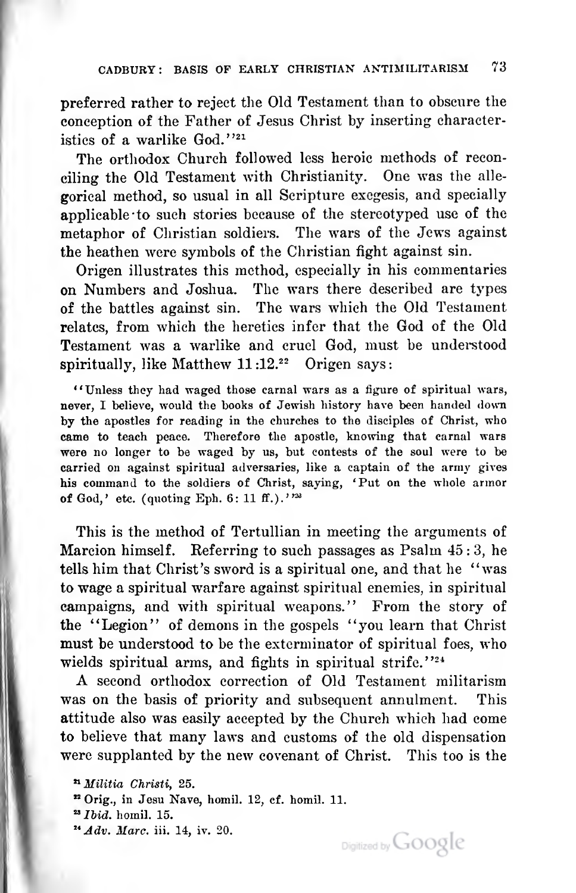preferred rather to reject the Old Testament than to obscure the conception of the Father of Jesus Christ by inserting characteristics of a warlike God."[21]

The orthodox Church followed less heroic methods of reconciling the Old Testament with Christianity. One was the allegorical method, so usual in all Scripture exegesis, and specially applicable to such stories because of the stereotyped use of the metaphor of Christian soldiers. The wars of the Jews against the heathen were symbols of the Christian fight against sin.

Origen illustrates this method, especially in his commentaries on Numbers and Joshua. The wars there described are types of the battles against sin. The wars which the Old Testament relates, from which the heretics infer that the God of the Old Testament was a warlike and cruel God, must be understood spiritually, like Matthew 11:12.[22] Origen says:

> "Unless they had waged those carnal wars as a figure of spiritual wars, never, I believe, would the books of Jewish history have been handed down by the apostles for reading in the churches to the disciples of Christ, who came to teach peace. Therefore the apostle, knowing that carnal wars were no longer to be waged by us, but contests of the soul were to be carried on against spiritual adversaries, like a captain of the army gives his command to the soldiers of Christ, saying, 'Put on the whole armor of God,' etc. (quoting Eph. 6: 11 ff.)."[23]

This is the method of Tertullian in meeting the arguments of Marcion himself. Referring to such passages as Psalm 45:3, he tells him that Christ's sword is a spiritual one, and that he "was to wage a spiritual warfare against spiritual enemies, in spiritual campaigns, and with spiritual weapons." From the story of the "Legion" of demons in the gospels "you learn that Christ must be understood to be the exterminator of spiritual foes, who wields spiritual arms, and fights in spiritual strife."[24]

A second orthodox correction of Old Testament militarism was on the basis of priority and subsequent annulment. This attitude also was easily accepted by the Church which had come to believe that many laws and customs of the old dispensation were supplanted by the new covenant of Christ. This too is the

[21] *Militia Christi*, 25.

[22] Orig., in Jesu Nave, homil. 12, cf. homil. 11.

[23] *Ibid.* homil. 15.

[24] *Adv. Marc.* iii. 14, iv. 20.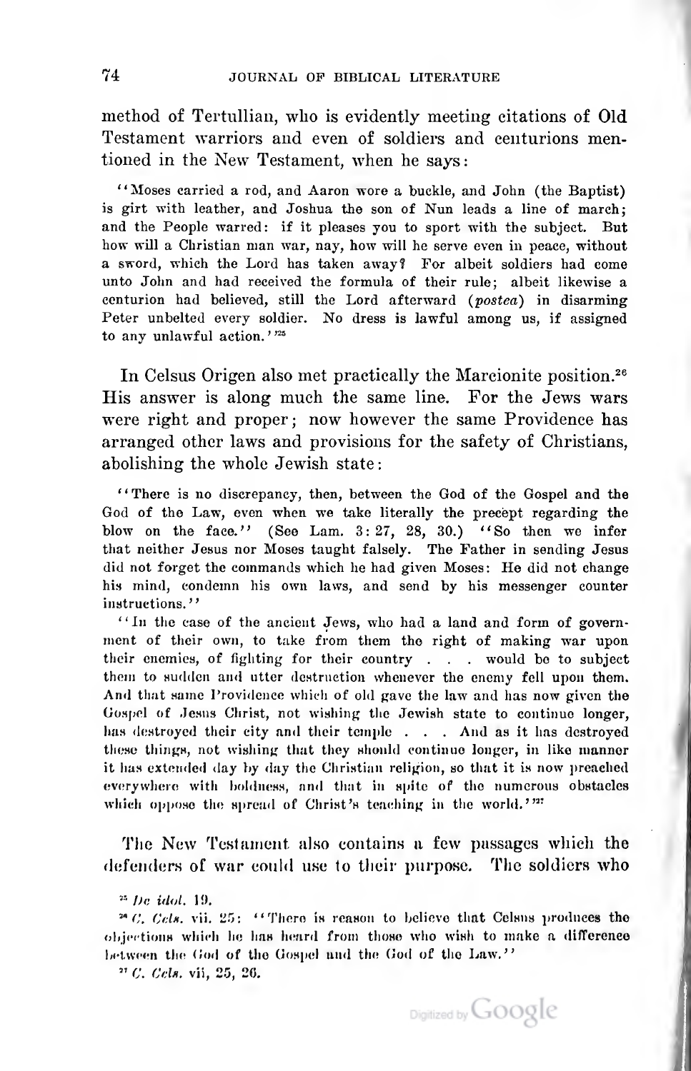method of Tertullian, who is evidently meeting citations of Old Testament warriors and even of soldiers and centurions mentioned in the New Testament, when he says:

> "Moses carried a rod, and Aaron wore a buckle, and John (the Baptist) is girt with leather, and Joshua the son of Nun leads a line of march; and the People warred: if it pleases you to sport with the subject. But how will a Christian man war, nay, how will he serve even in peace, without a sword, which the Lord has taken away? For albeit soldiers had come unto John and had received the formula of their rule; albeit likewise a centurion had believed, still the Lord afterward (*postea*) in disarming Peter unbelted every soldier. No dress is lawful among us, if assigned to any unlawful action."[25]

In Celsus Origen also met practically the Marcionite position.[26] His answer is along much the same line. For the Jews wars were right and proper; now however the same Providence has arranged other laws and provisions for the safety of Christians, abolishing the whole Jewish state:

> "There is no discrepancy, then, between the God of the Gospel and the God of the Law, even when we take literally the precept regarding the blow on the face." (See Lam. 3: 27, 28, 30.) "So then we infer that neither Jesus nor Moses taught falsely. The Father in sending Jesus did not forget the commands which he had given Moses: He did not change his mind, condemn his own laws, and send by his messenger counter instructions."
>
> "In the case of the ancient Jews, who had a land and form of government of their own, to take from them the right of making war upon their enemies, of fighting for their country . . . would be to subject them to sudden and utter destruction whenever the enemy fell upon them. And that same Providence which of old gave the law and has now given the Gospel of Jesus Christ, not wishing the Jewish state to continue longer, has destroyed their city and their temple . . . And as it has destroyed these things, not wishing that they should continue longer, in like manner it has extended day by day the Christian religion, so that it is now preached everywhere with boldness, and that in spite of the numerous obstacles which oppose the spread of Christ's teaching in the world."[27]

The New Testament also contains a few passages which the defenders of war could use to their purpose. The soldiers who

[25] *De idol.* 19.

[26] *C. Cels.* vii. 25: "There is reason to believe that Celsus produces the objections which he has heard from those who wish to make a difference between the God of the Gospel and the God of the Law."

[27] *C. Cels.* vii, 25, 26.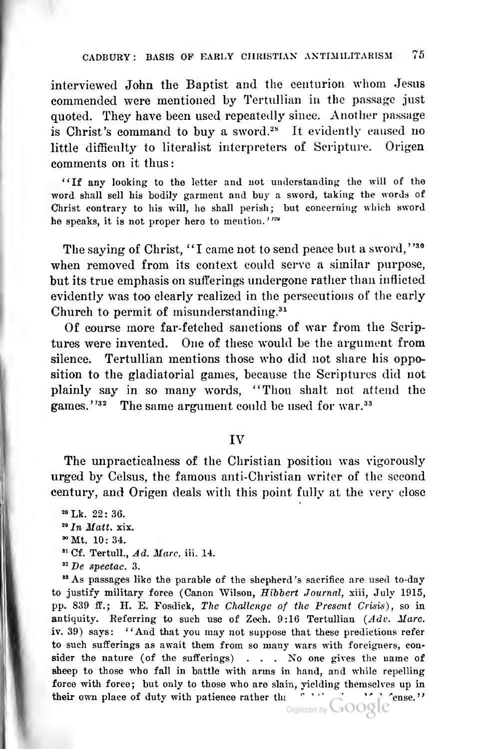interviewed John the Baptist and the centurion whom Jesus commended were mentioned by Tertullian in the passage just quoted. They have been used repeatedly since. Another passage is Christ's command to buy a sword.[28] It evidently caused no little difficulty to literalist interpreters of Scripture. Origen comments on it thus:

> "If any looking to the letter and not understanding the will of the word shall sell his bodily garment and buy a sword, taking the words of Christ contrary to his will, he shall perish; but concerning which sword he speaks, it is not proper here to mention."[29]

The saying of Christ, "I came not to send peace but a sword,"[30] when removed from its context could serve a similar purpose, but its true emphasis on sufferings undergone rather than inflicted evidently was too clearly realized in the persecutions of the early Church to permit of misunderstanding.[31]

Of course more far-fetched sanctions of war from the Scriptures were invented. One of these would be the argument from silence. Tertullian mentions those who did not share his opposition to the gladiatorial games, because the Scriptures did not plainly say in so many words, "Thou shalt not attend the games."[32] The same argument could be used for war.[33]

## IV

The unpracticalness of the Christian position was vigorously urged by Celsus, the famous anti-Christian writer of the second century, and Origen deals with this point fully at the very close

---

[28] Lk. 22: 36.

[29] *In Matt.* xix.

[30] Mt. 10: 34.

[31] Cf. Tertull., *Ad. Marc.* iii. 14.

[32] *De spectac.* 3.

[33] As passages like the parable of the shepherd's sacrifice are used to-day to justify military force (Canon Wilson, *Hibbert Journal*, xiii, July 1915, pp. 839 ff.; H. E. Fosdick, *The Challenge of the Present Crisis*), so in antiquity. Referring to such use of Zech. 9:16 Tertullian (*Adv. Marc.* iv. 39) says: "And that you may not suppose that these predictions refer to such sufferings as await them from so many wars with foreigners, consider the nature (of the sufferings) . . . No one gives the name of sheep to those who fall in battle with arms in hand, and while repelling force with force; but only to those who are slain, yielding themselves up in their own place of duty with patience rather th... ...ense."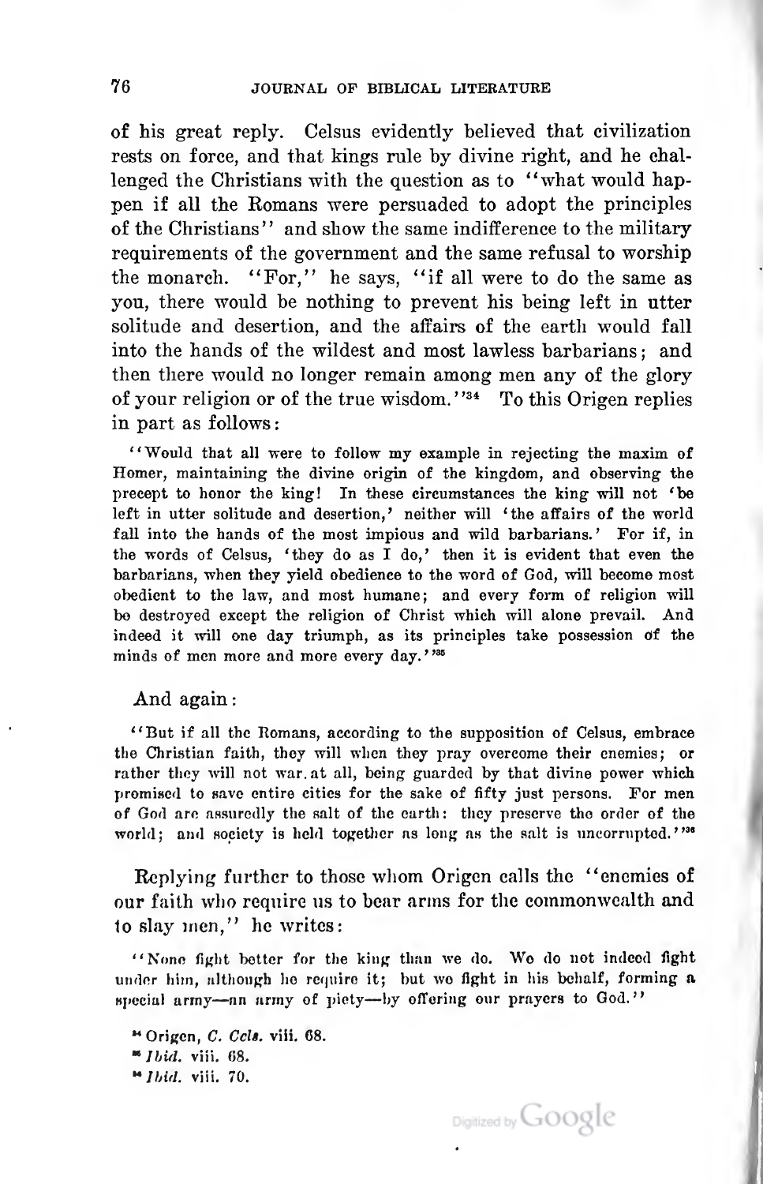of his great reply. Celsus evidently believed that civilization rests on force, and that kings rule by divine right, and he challenged the Christians with the question as to "what would happen if all the Romans were persuaded to adopt the principles of the Christians" and show the same indifference to the military requirements of the government and the same refusal to worship the monarch. "For," he says, "if all were to do the same as you, there would be nothing to prevent his being left in utter solitude and desertion, and the affairs of the earth would fall into the hands of the wildest and most lawless barbarians; and then there would no longer remain among men any of the glory of your religion or of the true wisdom."[34] To this Origen replies in part as follows:

> "Would that all were to follow my example in rejecting the maxim of Homer, maintaining the divine origin of the kingdom, and observing the precept to honor the king! In these circumstances the king will not 'be left in utter solitude and desertion,' neither will 'the affairs of the world fall into the hands of the most impious and wild barbarians.' For if, in the words of Celsus, 'they do as I do,' then it is evident that even the barbarians, when they yield obedience to the word of God, will become most obedient to the law, and most humane; and every form of religion will be destroyed except the religion of Christ which will alone prevail. And indeed it will one day triumph, as its principles take possession of the minds of men more and more every day."[35]

And again:

> "But if all the Romans, according to the supposition of Celsus, embrace the Christian faith, they will when they pray overcome their enemies; or rather they will not war at all, being guarded by that divine power which promised to save entire cities for the sake of fifty just persons. For men of God are assuredly the salt of the earth: they preserve the order of the world; and society is held together as long as the salt is uncorrupted."[36]

Replying further to those whom Origen calls the "enemies of our faith who require us to bear arms for the commonwealth and to slay men," he writes:

> "None fight better for the king than we do. We do not indeed fight under him, although he require it; but we fight in his behalf, forming a special army—an army of piety—by offering our prayers to God."

[34] Origen, *C. Cels.* viii. 68.
[35] *Ibid.* viii. 68.
[36] *Ibid.* viii. 70.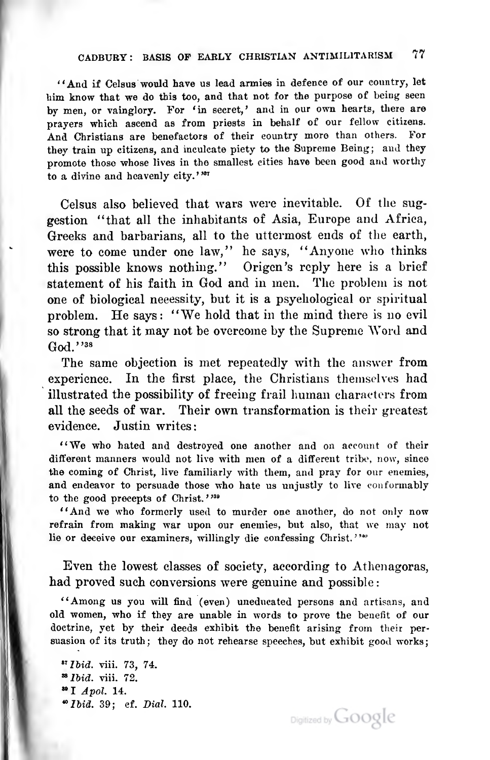"And if Celsus would have us lead armies in defence of our country, let him know that we do this too, and that not for the purpose of being seen by men, or vainglory. For 'in secret,' and in our own hearts, there are prayers which ascend as from priests in behalf of our fellow citizens. And Christians are benefactors of their country more than others. For they train up citizens, and inculcate piety to the Supreme Being; and they promote those whose lives in the smallest cities have been good and worthy to a divine and heavenly city.'"[37]

Celsus also believed that wars were inevitable. Of the suggestion "that all the inhabitants of Asia, Europe and Africa, Greeks and barbarians, all to the uttermost ends of the earth, were to come under one law," he says, "Anyone who thinks this possible knows nothing." Origen's reply here is a brief statement of his faith in God and in men. The problem is not one of biological necessity, but it is a psychological or spiritual problem. He says: "We hold that in the mind there is no evil so strong that it may not be overcome by the Supreme Word and God."[38]

The same objection is met repeatedly with the answer from experience. In the first place, the Christians themselves had illustrated the possibility of freeing frail human characters from all the seeds of war. Their own transformation is their greatest evidence. Justin writes:

"We who hated and destroyed one another and on account of their different manners would not live with men of a different tribe, now, since the coming of Christ, live familiarly with them, and pray for our enemies, and endeavor to persuade those who hate us unjustly to live conformably to the good precepts of Christ."[39]

"And we who formerly used to murder one another, do not only now refrain from making war upon our enemies, but also, that we may not lie or deceive our examiners, willingly die confessing Christ."[40]

Even the lowest classes of society, according to Athenagoras, had proved such conversions were genuine and possible:

"Among us you will find (even) uneducated persons and artisans, and old women, who if they are unable in words to prove the benefit of our doctrine, yet by their deeds exhibit the benefit arising from their persuasion of its truth; they do not rehearse speeches, but exhibit good works;

[37] *Ibid.* viii. 73, 74.

[38] *Ibid.* viii. 72.

[39] I *Apol.* 14.

[40] *Ibid.* 39; cf. *Dial.* 110.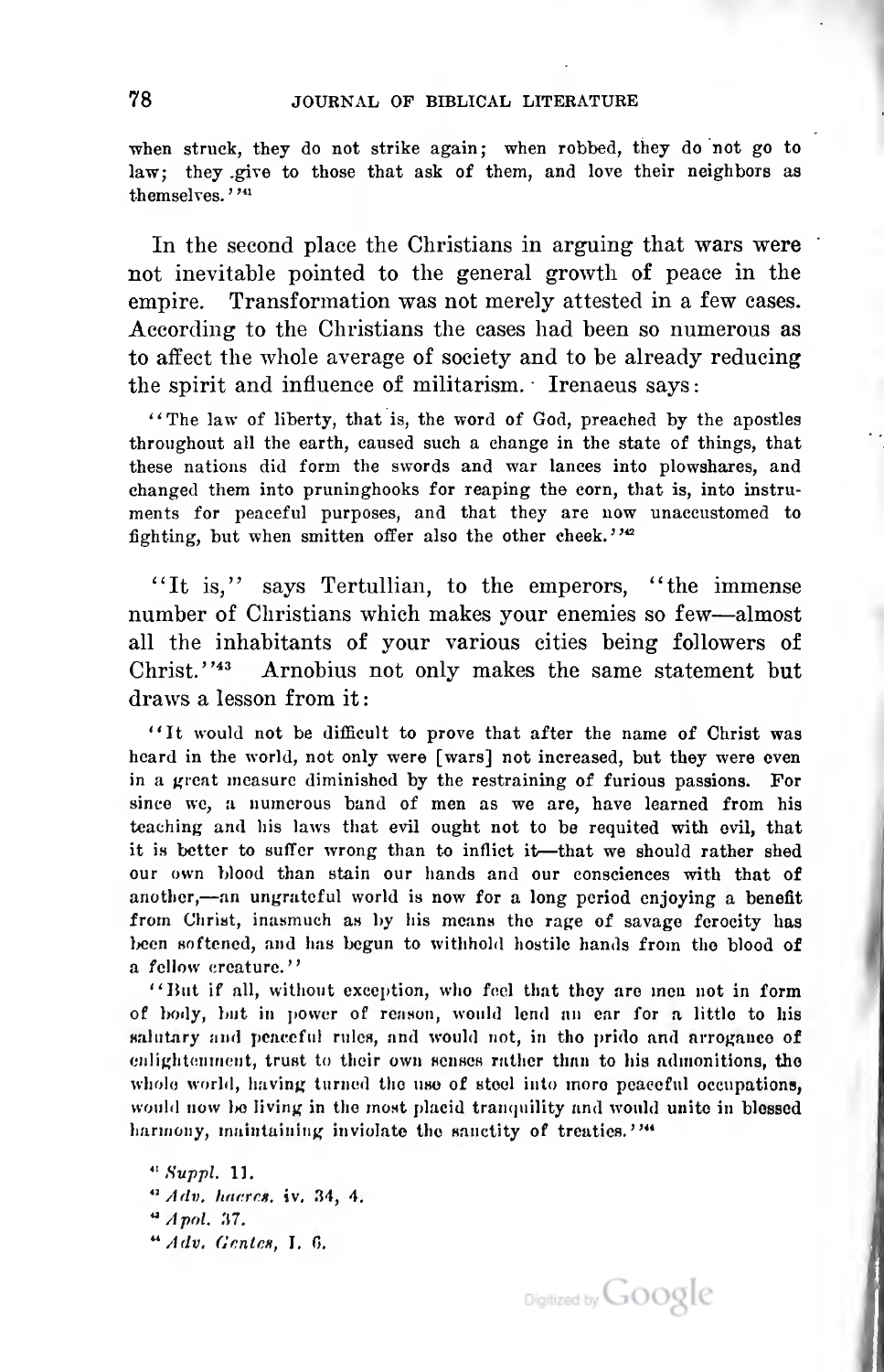when struck, they do not strike again; when robbed, they do not go to law; they give to those that ask of them, and love their neighbors as themselves.'"[41]

In the second place the Christians in arguing that wars were not inevitable pointed to the general growth of peace in the empire. Transformation was not merely attested in a few cases. According to the Christians the cases had been so numerous as to affect the whole average of society and to be already reducing the spirit and influence of militarism. Irenaeus says:

> "The law of liberty, that is, the word of God, preached by the apostles throughout all the earth, caused such a change in the state of things, that these nations did form the swords and war lances into plowshares, and changed them into pruninghooks for reaping the corn, that is, into instruments for peaceful purposes, and that they are now unaccustomed to fighting, but when smitten offer also the other cheek."[42]

"It is," says Tertullian, to the emperors, "the immense number of Christians which makes your enemies so few—almost all the inhabitants of your various cities being followers of Christ."[43] Arnobius not only makes the same statement but draws a lesson from it:

> "It would not be difficult to prove that after the name of Christ was heard in the world, not only were [wars] not increased, but they were even in a great measure diminished by the restraining of furious passions. For since we, a numerous band of men as we are, have learned from his teaching and his laws that evil ought not to be requited with evil, that it is better to suffer wrong than to inflict it—that we should rather shed our own blood than stain our hands and our consciences with that of another,—an ungrateful world is now for a long period enjoying a benefit from Christ, inasmuch as by his means the rage of savage ferocity has been softened, and has begun to withhold hostile hands from the blood of a fellow creature."
>
> "But if all, without exception, who feel that they are men not in form of body, but in power of reason, would lend an ear for a little to his salutary and peaceful rules, and would not, in the pride and arrogance of enlightenment, trust to their own senses rather than to his admonitions, the whole world, having turned the use of steel into more peaceful occupations, would now be living in the most placid tranquility and would unite in blessed harmony, maintaining inviolate the sanctity of treaties."[44]

[41] *Suppl.* 11.

[42] *Adv. haeres.* iv. 34, 4.

[43] *Apol.* 37.

[44] *Adv. Gentes*, I. 6.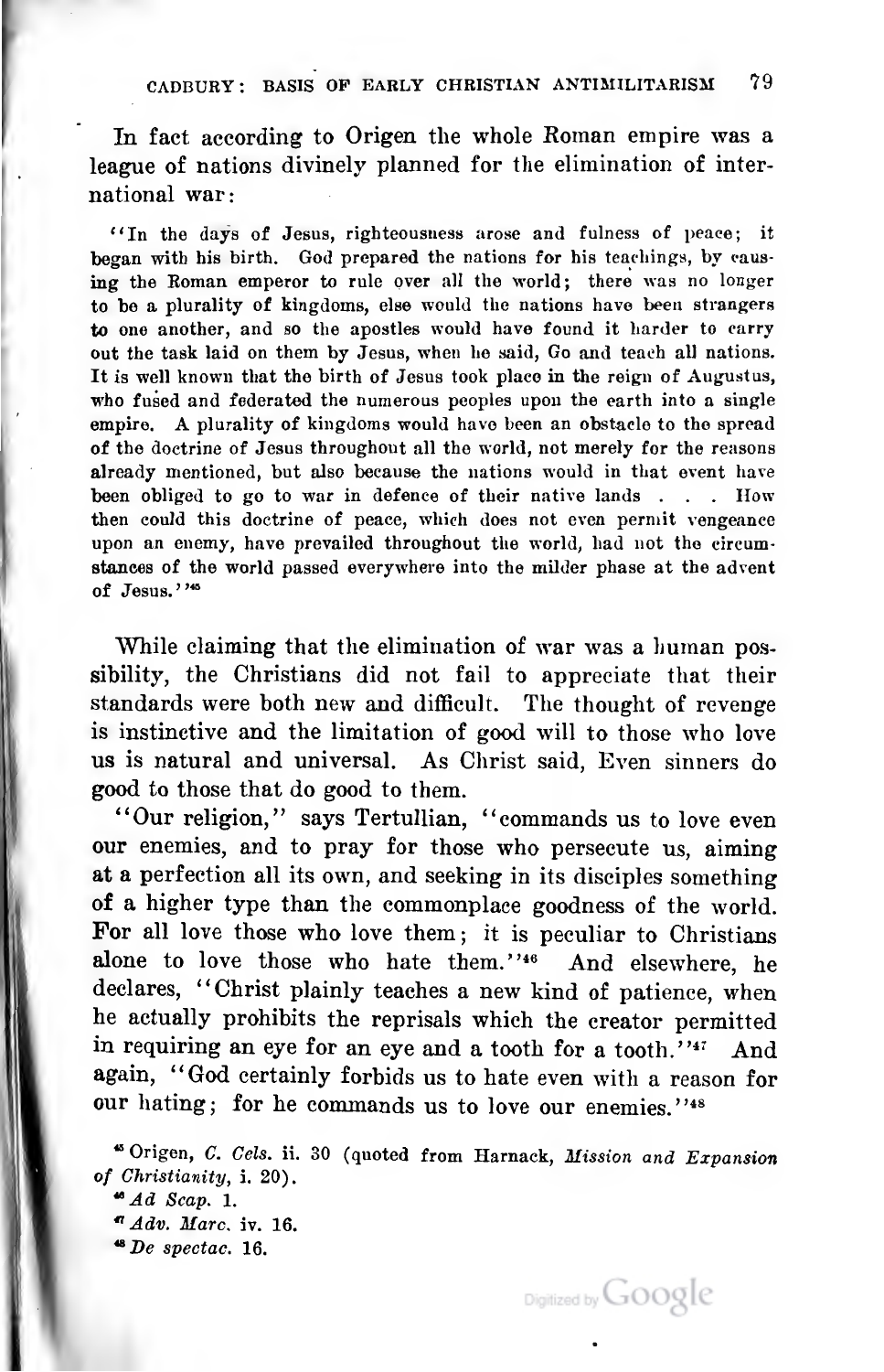In fact according to Origen the whole Roman empire was a league of nations divinely planned for the elimination of international war:

> "In the days of Jesus, righteousness arose and fulness of peace; it began with his birth. God prepared the nations for his teachings, by causing the Roman emperor to rule over all the world; there was no longer to be a plurality of kingdoms, else would the nations have been strangers to one another, and so the apostles would have found it harder to carry out the task laid on them by Jesus, when he said, Go and teach all nations. It is well known that the birth of Jesus took place in the reign of Augustus, who fused and federated the numerous peoples upon the earth into a single empire. A plurality of kingdoms would have been an obstacle to the spread of the doctrine of Jesus throughout all the world, not merely for the reasons already mentioned, but also because the nations would in that event have been obliged to go to war in defence of their native lands . . . How then could this doctrine of peace, which does not even permit vengeance upon an enemy, have prevailed throughout the world, had not the circumstances of the world passed everywhere into the milder phase at the advent of Jesus."[45]

While claiming that the elimination of war was a human possibility, the Christians did not fail to appreciate that their standards were both new and difficult. The thought of revenge is instinctive and the limitation of good will to those who love us is natural and universal. As Christ said, Even sinners do good to those that do good to them.

"Our religion," says Tertullian, "commands us to love even our enemies, and to pray for those who persecute us, aiming at a perfection all its own, and seeking in its disciples something of a higher type than the commonplace goodness of the world. For all love those who love them; it is peculiar to Christians alone to love those who hate them."[46] And elsewhere, he declares, "Christ plainly teaches a new kind of patience, when he actually prohibits the reprisals which the creator permitted in requiring an eye for an eye and a tooth for a tooth."[47] And again, "God certainly forbids us to hate even with a reason for our hating; for he commands us to love our enemies."[48]

[45] Origen, *C. Cels.* ii. 30 (quoted from Harnack, *Mission and Expansion of Christianity*, i. 20).

[46] *Ad Scap.* 1.

[47] *Adv. Marc.* iv. 16.

[48] *De spectac.* 16.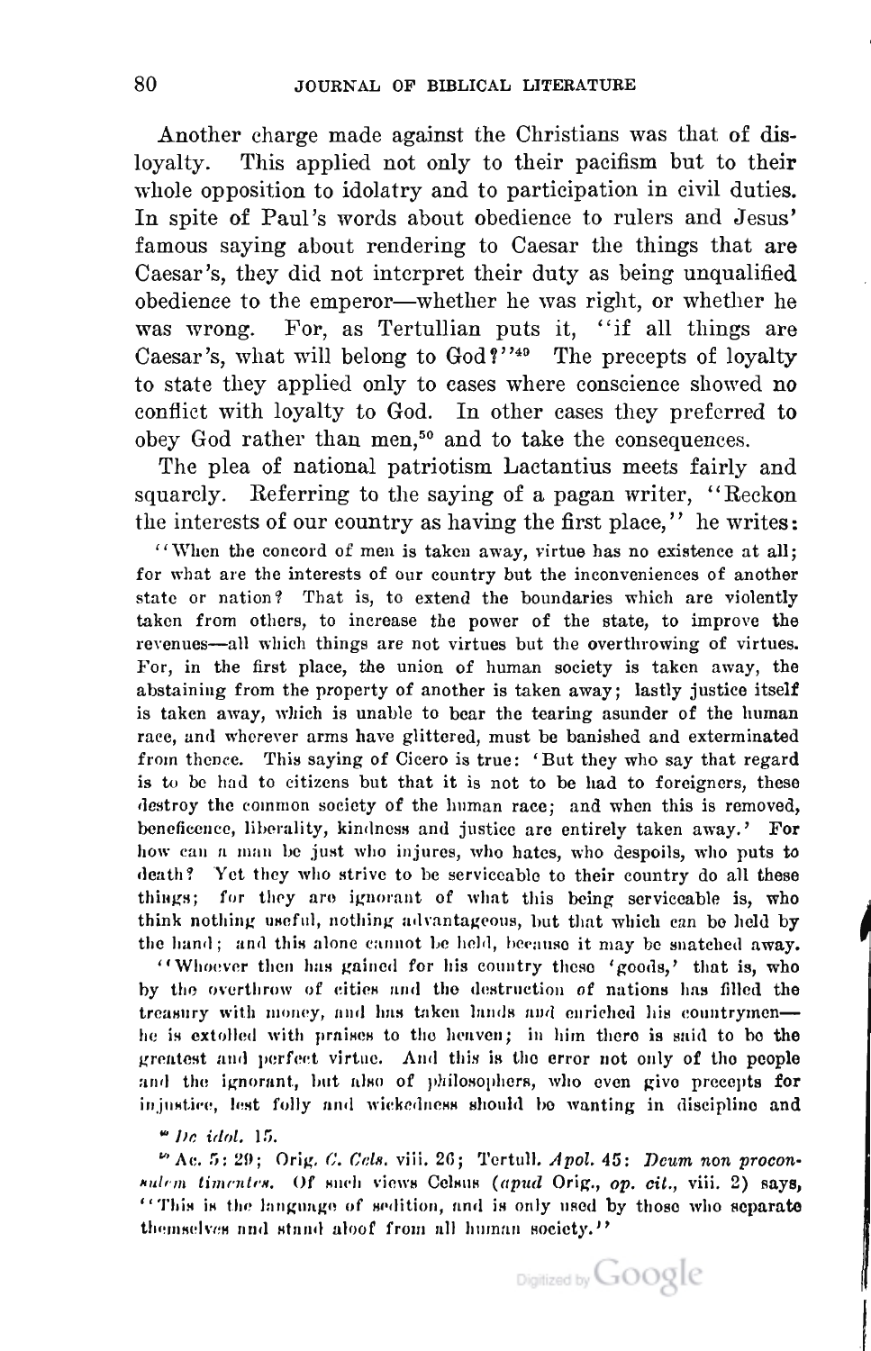Another charge made against the Christians was that of disloyalty. This applied not only to their pacifism but to their whole opposition to idolatry and to participation in civil duties. In spite of Paul's words about obedience to rulers and Jesus' famous saying about rendering to Caesar the things that are Caesar's, they did not interpret their duty as being unqualified obedience to the emperor—whether he was right, or whether he was wrong. For, as Tertullian puts it, "if all things are Caesar's, what will belong to God?"[49] The precepts of loyalty to state they applied only to cases where conscience showed no conflict with loyalty to God. In other cases they preferred to obey God rather than men,[50] and to take the consequences.

The plea of national patriotism Lactantius meets fairly and squarely. Referring to the saying of a pagan writer, "Reckon the interests of our country as having the first place," he writes:

> "When the concord of men is taken away, virtue has no existence at all; for what are the interests of our country but the inconveniences of another state or nation? That is, to extend the boundaries which are violently taken from others, to increase the power of the state, to improve the revenues—all which things are not virtues but the overthrowing of virtues. For, in the first place, the union of human society is taken away, the abstaining from the property of another is taken away; lastly justice itself is taken away, which is unable to bear the tearing asunder of the human race, and wherever arms have glittered, must be banished and exterminated from thence. This saying of Cicero is true: 'But they who say that regard is to be had to citizens but that it is not to be had to foreigners, these destroy the common society of the human race; and when this is removed, beneficence, liberality, kindness and justice are entirely taken away.' For how can a man be just who injures, who hates, who despoils, who puts to death? Yet they who strive to be serviceable to their country do all these things; for they are ignorant of what this being serviceable is, who think nothing useful, nothing advantageous, but that which can be held by the hand; and this alone cannot be held, because it may be snatched away.
>
> "Whoever then has gained for his country these 'goods,' that is, who by the overthrow of cities and the destruction of nations has filled the treasury with money, and has taken lands and enriched his countrymen—he is extolled with praises to the heaven; in him there is said to be the greatest and perfect virtue. And this is the error not only of the people and the ignorant, but also of philosophers, who even give precepts for injustice, lest folly and wickedness should be wanting in discipline and

[49] *De idol.* 15.

[50] Ac. 5: 29; Orig. *C. Cels.* viii. 26; Tertull. *Apol.* 45: *Deum non proconsulem timentes.* Of such views Celsus (*apud* Orig., *op. cit.*, viii. 2) says, "This is the language of sedition, and is only used by those who separate themselves and stand aloof from all human society."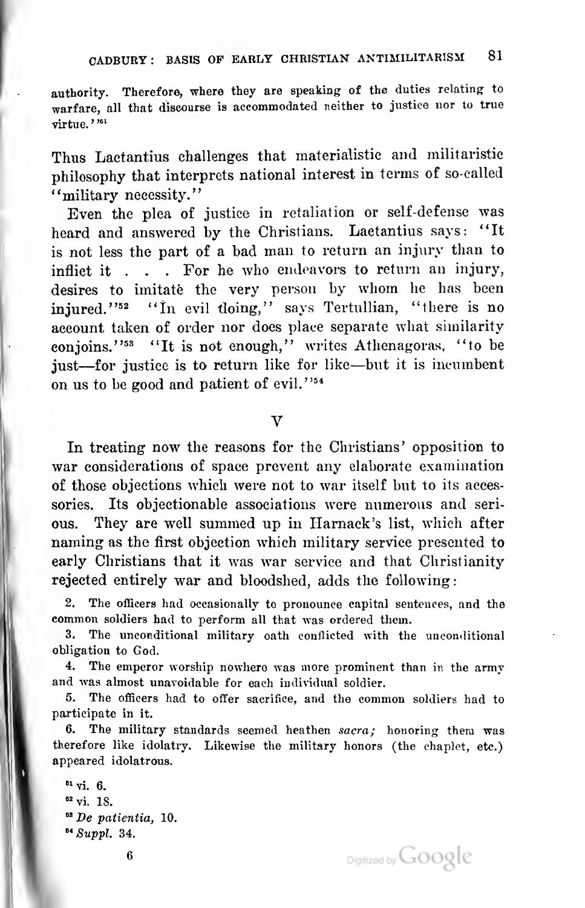authority. Therefore, where they are speaking of the duties relating to warfare, all that discourse is accommodated neither to justice nor to true virtue.'"[51]

Thus Lactantius challenges that materialistic and militaristic philosophy that interprets national interest in terms of so-called "military necessity."

Even the plea of justice in retaliation or self-defense was heard and answered by the Christians. Lactantius says: "It is not less the part of a bad man to return an injury than to inflict it . . . For he who endeavors to return an injury, desires to imitate the very person by whom he has been injured."[52] "In evil doing," says Tertullian, "there is no account taken of order nor does place separate what similarity conjoins."[53] "It is not enough," writes Athenagoras, "to be just—for justice is to return like for like—but it is incumbent on us to be good and patient of evil."[54]

## V

In treating now the reasons for the Christians' opposition to war considerations of space prevent any elaborate examination of those objections which were not to war itself but to its accessories. Its objectionable associations were numerous and serious. They are well summed up in Harnack's list, which after naming as the first objection which military service presented to early Christians that it was war service and that Christianity rejected entirely war and bloodshed, adds the following:

2. The officers had occasionally to pronounce capital sentences, and the common soldiers had to perform all that was ordered them.
3. The unconditional military oath conflicted with the unconditional obligation to God.
4. The emperor worship nowhere was more prominent than in the army and was almost unavoidable for each individual soldier.
5. The officers had to offer sacrifice, and the common soldiers had to participate in it.
6. The military standards seemed heathen *sacra;* honoring them was therefore like idolatry. Likewise the military honors (the chaplet, etc.) appeared idolatrous.

[51] vi. 6.

[52] vi. 18.

[53] *De patientia,* 10.

[54] *Suppl.* 34.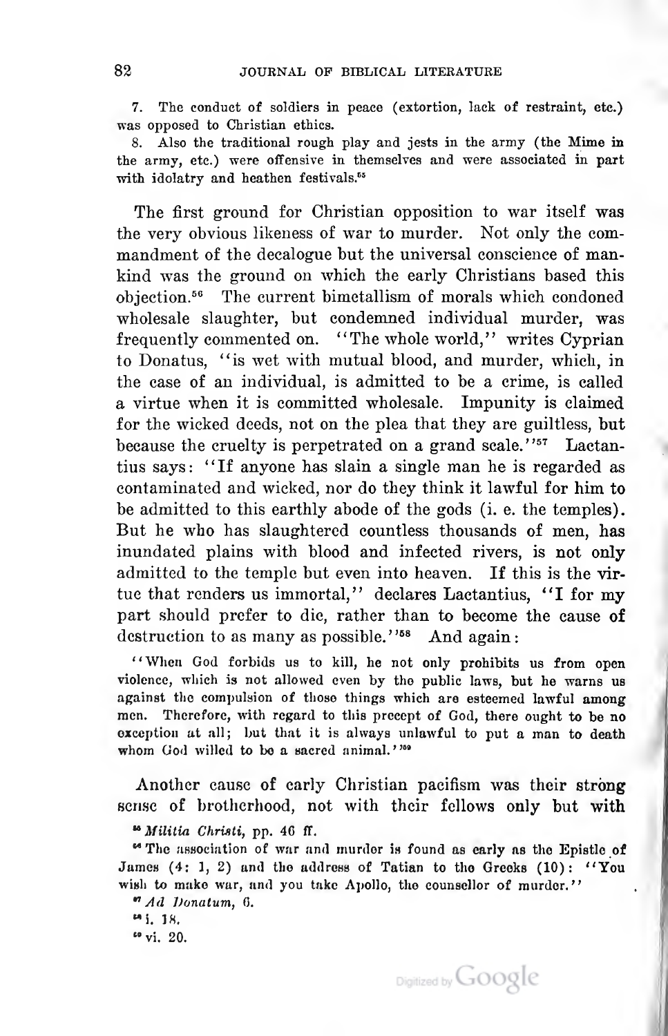7. The conduct of soldiers in peace (extortion, lack of restraint, etc.) was opposed to Christian ethics.

8. Also the traditional rough play and jests in the army (the Mime in the army, etc.) were offensive in themselves and were associated in part with idolatry and heathen festivals.[55]

The first ground for Christian opposition to war itself was the very obvious likeness of war to murder. Not only the commandment of the decalogue but the universal conscience of mankind was the ground on which the early Christians based this objection.[56] The current bimetallism of morals which condoned wholesale slaughter, but condemned individual murder, was frequently commented on. "The whole world," writes Cyprian to Donatus, "is wet with mutual blood, and murder, which, in the case of an individual, is admitted to be a crime, is called a virtue when it is committed wholesale. Impunity is claimed for the wicked deeds, not on the plea that they are guiltless, but because the cruelty is perpetrated on a grand scale."[57] Lactantius says: "If anyone has slain a single man he is regarded as contaminated and wicked, nor do they think it lawful for him to be admitted to this earthly abode of the gods (i. e. the temples). But he who has slaughtered countless thousands of men, has inundated plains with blood and infected rivers, is not only admitted to the temple but even into heaven. If this is the virtue that renders us immortal," declares Lactantius, "I for my part should prefer to die, rather than to become the cause of destruction to as many as possible."[58] And again:

"When God forbids us to kill, he not only prohibits us from open violence, which is not allowed even by the public laws, but he warns us against the compulsion of those things which are esteemed lawful among men. Therefore, with regard to this precept of God, there ought to be no exception at all; but that it is always unlawful to put a man to death whom God willed to be a sacred animal."[59]

Another cause of early Christian pacifism was their strong sense of brotherhood, not with their fellows only but with

[55] *Militia Christi*, pp. 46 ff.

[56] The association of war and murder is found as early as the Epistle of James (4: 1, 2) and the address of Tatian to the Greeks (10): "You wish to make war, and you take Apollo, the counsellor of murder."

[57] *Ad Donatum*, 6.

[58] i. 18.

[59] vi. 20.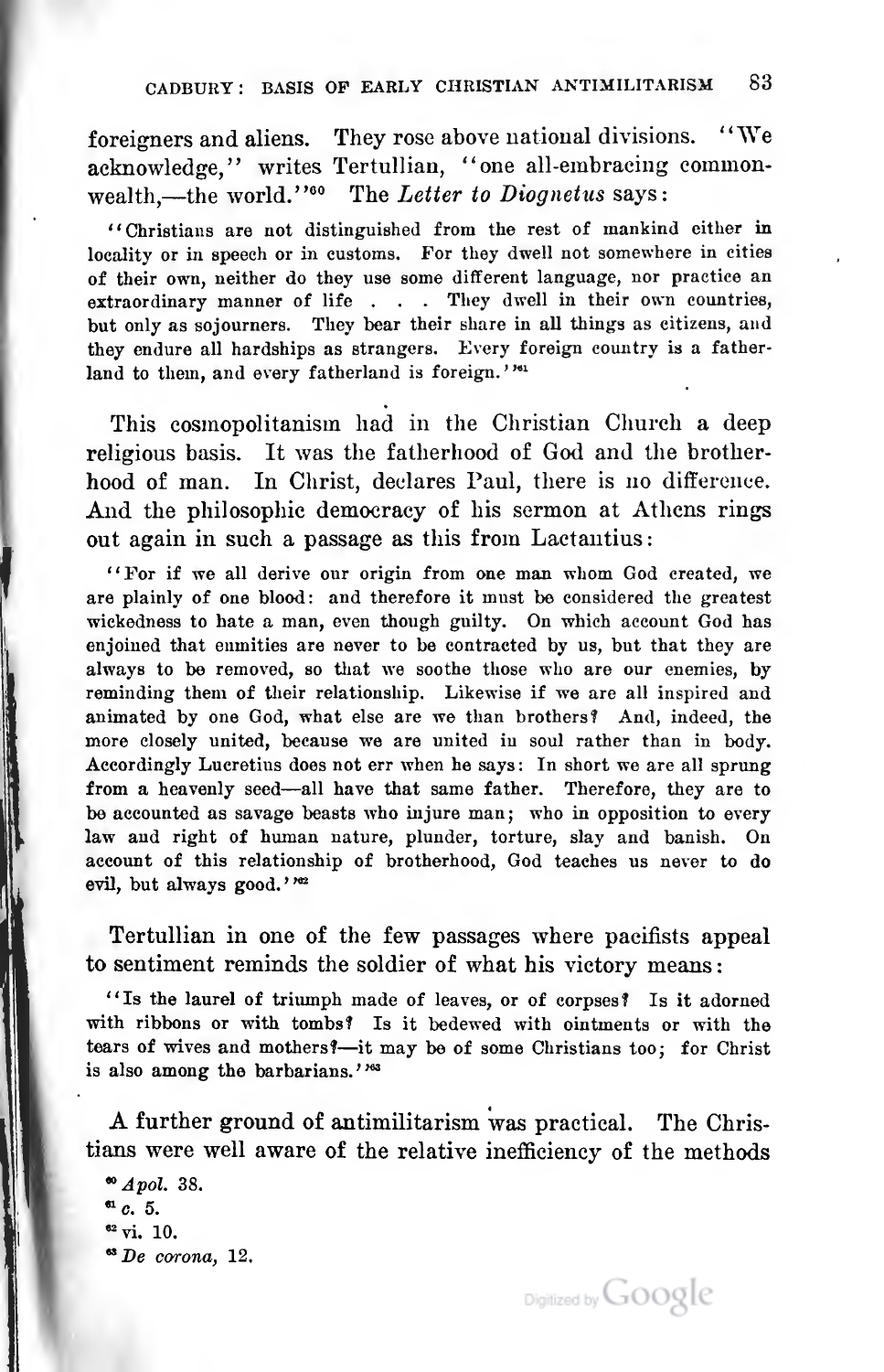foreigners and aliens. They rose above national divisions. "We acknowledge," writes Tertullian, "one all-embracing commonwealth,—the world."[60] The *Letter to Diognetus* says:

> "Christians are not distinguished from the rest of mankind either in locality or in speech or in customs. For they dwell not somewhere in cities of their own, neither do they use some different language, nor practice an extraordinary manner of life . . . They dwell in their own countries, but only as sojourners. They bear their share in all things as citizens, and they endure all hardships as strangers. Every foreign country is a fatherland to them, and every fatherland is foreign."[61]

This cosmopolitanism had in the Christian Church a deep religious basis. It was the fatherhood of God and the brotherhood of man. In Christ, declares Paul, there is no difference. And the philosophic democracy of his sermon at Athens rings out again in such a passage as this from Lactantius:

> "For if we all derive our origin from one man whom God created, we are plainly of one blood: and therefore it must be considered the greatest wickedness to hate a man, even though guilty. On which account God has enjoined that enmities are never to be contracted by us, but that they are always to be removed, so that we soothe those who are our enemies, by reminding them of their relationship. Likewise if we are all inspired and animated by one God, what else are we than brothers? And, indeed, the more closely united, because we are united in soul rather than in body. Accordingly Lucretius does not err when he says: In short we are all sprung from a heavenly seed—all have that same father. Therefore, they are to be accounted as savage beasts who injure man; who in opposition to every law and right of human nature, plunder, torture, slay and banish. On account of this relationship of brotherhood, God teaches us never to do evil, but always good."[62]

Tertullian in one of the few passages where pacifists appeal to sentiment reminds the soldier of what his victory means:

> "Is the laurel of triumph made of leaves, or of corpses? Is it adorned with ribbons or with tombs? Is it bedewed with ointments or with the tears of wives and mothers?—it may be of some Christians too; for Christ is also among the barbarians."[63]

A further ground of antimilitarism was practical. The Christians were well aware of the relative inefficiency of the methods

[60] *Apol.* 38.

[61] *c.* 5.

[62] vi. 10.

[63] *De corona,* 12.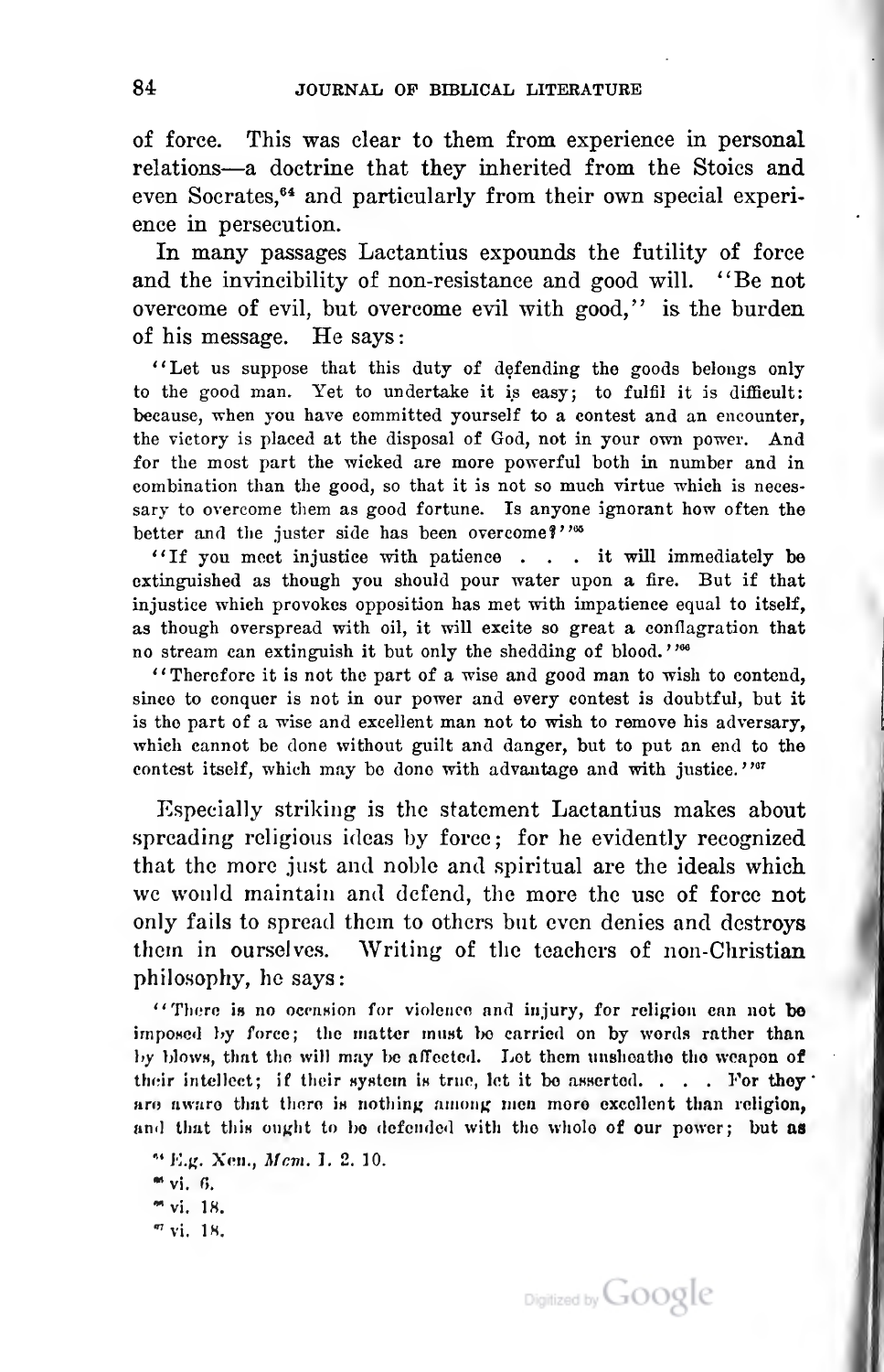of force. This was clear to them from experience in personal relations—a doctrine that they inherited from the Stoics and even Socrates,[64] and particularly from their own special experience in persecution.

In many passages Lactantius expounds the futility of force and the invincibility of non-resistance and good will. "Be not overcome of evil, but overcome evil with good," is the burden of his message. He says:

> "Let us suppose that this duty of defending the goods belongs only to the good man. Yet to undertake it is easy; to fulfil it is difficult: because, when you have committed yourself to a contest and an encounter, the victory is placed at the disposal of God, not in your own power. And for the most part the wicked are more powerful both in number and in combination than the good, so that it is not so much virtue which is necessary to overcome them as good fortune. Is anyone ignorant how often the better and the juster side has been overcome?"[65]

> "If you meet injustice with patience . . . it will immediately be extinguished as though you should pour water upon a fire. But if that injustice which provokes opposition has met with impatience equal to itself, as though overspread with oil, it will excite so great a conflagration that no stream can extinguish it but only the shedding of blood."[66]

> "Therefore it is not the part of a wise and good man to wish to contend, since to conquer is not in our power and every contest is doubtful, but it is the part of a wise and excellent man not to wish to remove his adversary, which cannot be done without guilt and danger, but to put an end to the contest itself, which may be done with advantage and with justice."[67]

Especially striking is the statement Lactantius makes about spreading religious ideas by force; for he evidently recognized that the more just and noble and spiritual are the ideals which we would maintain and defend, the more the use of force not only fails to spread them to others but even denies and destroys them in ourselves. Writing of the teachers of non-Christian philosophy, he says:

> "There is no occasion for violence and injury, for religion can not be imposed by force; the matter must be carried on by words rather than by blows, that the will may be affected. Let them unsheathe the weapon of their intellect; if their system is true, let it be asserted. . . . For they are aware that there is nothing among men more excellent than religion, and that this ought to be defended with the whole of our power; but as

[64] E.g. Xen., *Mem.* I. 2. 10.

[65] vi. 6.

[66] vi. 18.

[67] vi. 18.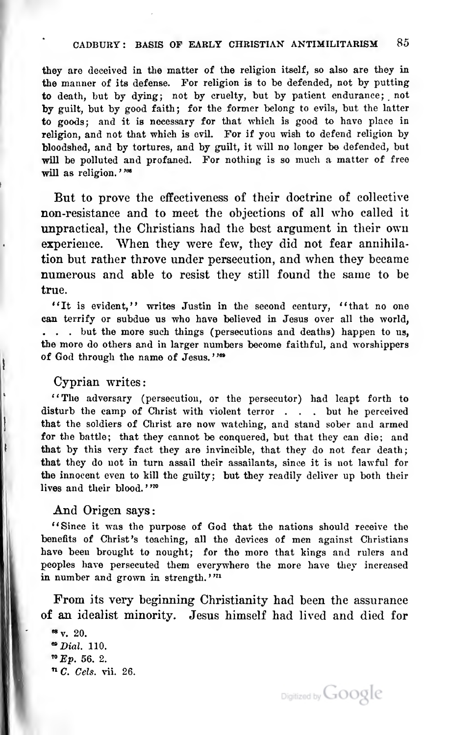they are deceived in the matter of the religion itself, so also are they in the manner of its defense. For religion is to be defended, not by putting to death, but by dying; not by cruelty, but by patient endurance; not by guilt, but by good faith; for the former belong to evils, but the latter to goods; and it is necessary for that which is good to have place in religion, and not that which is evil. For if you wish to defend religion by bloodshed, and by tortures, and by guilt, it will no longer be defended, but will be polluted and profaned. For nothing is so much a matter of free will as religion.''[68]

But to prove the effectiveness of their doctrine of collective non-resistance and to meet the objections of all who called it unpractical, the Christians had the best argument in their own experience. When they were few, they did not fear annihilation but rather throve under persecution, and when they became numerous and able to resist they still found the same to be true.

''It is evident,'' writes Justin in the second century, ''that no one can terrify or subdue us who have believed in Jesus over all the world, . . . but the more such things (persecutions and deaths) happen to us, the more do others and in larger numbers become faithful, and worshippers of God through the name of Jesus.''[69]

Cyprian writes:

''The adversary (persecution, or the persecutor) had leapt forth to disturb the camp of Christ with violent terror . . . but he perceived that the soldiers of Christ are now watching, and stand sober and armed for the battle; that they cannot be conquered, but that they can die; and that by this very fact they are invincible, that they do not fear death; that they do not in turn assail their assailants, since it is not lawful for the innocent even to kill the guilty; but they readily deliver up both their lives and their blood.''[70]

And Origen says:

''Since it was the purpose of God that the nations should receive the benefits of Christ's teaching, all the devices of men against Christians have been brought to nought; for the more that kings and rulers and peoples have persecuted them everywhere the more have they increased in number and grown in strength.''[71]

From its very beginning Christianity had been the assurance of an idealist minority. Jesus himself had lived and died for

[68] v. 20.

[69] *Dial.* 110.

[70] *Ep.* 56. 2.

[71] *C. Cels.* vii. 26.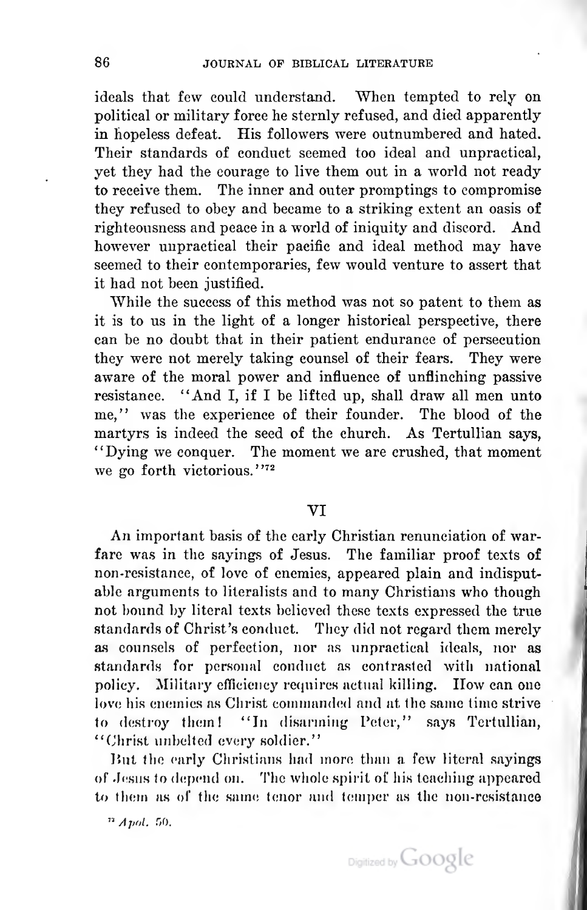ideals that few could understand. When tempted to rely on political or military force he sternly refused, and died apparently in hopeless defeat. His followers were outnumbered and hated. Their standards of conduct seemed too ideal and unpractical, yet they had the courage to live them out in a world not ready to receive them. The inner and outer promptings to compromise they refused to obey and became to a striking extent an oasis of righteousness and peace in a world of iniquity and discord. And however unpractical their pacific and ideal method may have seemed to their contemporaries, few would venture to assert that it had not been justified.

While the success of this method was not so patent to them as it is to us in the light of a longer historical perspective, there can be no doubt that in their patient endurance of persecution they were not merely taking counsel of their fears. They were aware of the moral power and influence of unflinching passive resistance. "And I, if I be lifted up, shall draw all men unto me," was the experience of their founder. The blood of the martyrs is indeed the seed of the church. As Tertullian says, "Dying we conquer. The moment we are crushed, that moment we go forth victorious."[72]

## VI

An important basis of the early Christian renunciation of warfare was in the sayings of Jesus. The familiar proof texts of non-resistance, of love of enemies, appeared plain and indisputable arguments to literalists and to many Christians who though not bound by literal texts believed these texts expressed the true standards of Christ's conduct. They did not regard them merely as counsels of perfection, nor as unpractical ideals, nor as standards for personal conduct as contrasted with national policy. Military efficiency requires actual killing. How can one love his enemies as Christ commanded and at the same time strive to destroy them! "In disarming Peter," says Tertullian, "Christ unbelted every soldier."

But the early Christians had more than a few literal sayings of Jesus to depend on. The whole spirit of his teaching appeared to them as of the same tenor and temper as the non-resistance

[72] *Apol.* 50.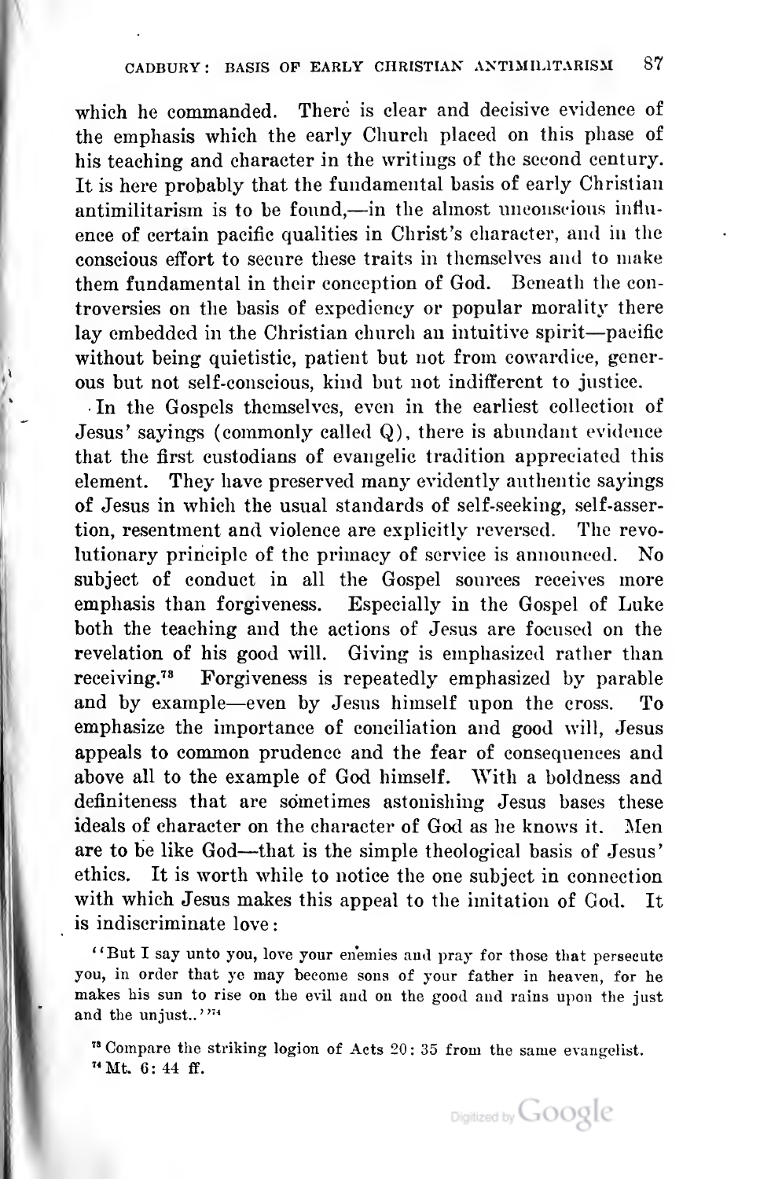which he commanded. There is clear and decisive evidence of the emphasis which the early Church placed on this phase of his teaching and character in the writings of the second century. It is here probably that the fundamental basis of early Christian antimilitarism is to be found,—in the almost unconscious influence of certain pacific qualities in Christ's character, and in the conscious effort to secure these traits in themselves and to make them fundamental in their conception of God. Beneath the controversies on the basis of expediency or popular morality there lay embedded in the Christian church an intuitive spirit—pacific without being quietistic, patient but not from cowardice, generous but not self-conscious, kind but not indifferent to justice.

In the Gospels themselves, even in the earliest collection of Jesus' sayings (commonly called Q), there is abundant evidence that the first custodians of evangelic tradition appreciated this element. They have preserved many evidently authentic sayings of Jesus in which the usual standards of self-seeking, self-assertion, resentment and violence are explicitly reversed. The revolutionary principle of the primacy of service is announced. No subject of conduct in all the Gospel sources receives more emphasis than forgiveness. Especially in the Gospel of Luke both the teaching and the actions of Jesus are focused on the revelation of his good will. Giving is emphasized rather than receiving.[73] Forgiveness is repeatedly emphasized by parable and by example—even by Jesus himself upon the cross. To emphasize the importance of conciliation and good will, Jesus appeals to common prudence and the fear of consequences and above all to the example of God himself. With a boldness and definiteness that are sometimes astonishing Jesus bases these ideals of character on the character of God as he knows it. Men are to be like God—that is the simple theological basis of Jesus' ethics. It is worth while to notice the one subject in connection with which Jesus makes this appeal to the imitation of God. It is indiscriminate love:

> "But I say unto you, love your enemies and pray for those that persecute you, in order that ye may become sons of your father in heaven, for he makes his sun to rise on the evil and on the good and rains upon the just and the unjust.."[74]

[73] Compare the striking logion of Acts 20: 35 from the same evangelist.

[74] Mt. 6: 44 ff.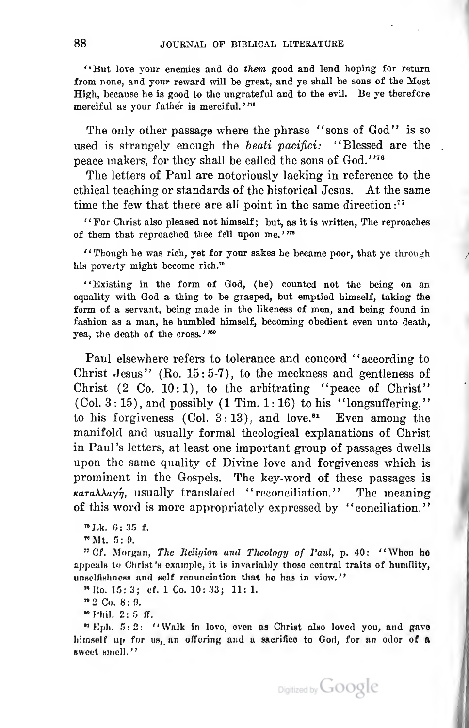"But love your enemies and do *them* good and lend hoping for return from none, and your reward will be great, and ye shall be sons of the Most High, because he is good to the ungrateful and to the evil. Be ye therefore merciful as your father is merciful.'"[75]

The only other passage where the phrase "sons of God" is so used is strangely enough the *beati pacifici:* "Blessed are the peace makers, for they shall be called the sons of God."[76]

The letters of Paul are notoriously lacking in reference to the ethical teaching or standards of the historical Jesus. At the same time the few that there are all point in the same direction:[77]

"For Christ also pleased not himself; but, as it is written, The reproaches of them that reproached thee fell upon me.'"[78]

"Though he was rich, yet for your sakes he became poor, that ye through his poverty might become rich.[79]

"Existing in the form of God, (he) counted not the being on an equality with God a thing to be grasped, but emptied himself, taking the form of a servant, being made in the likeness of men, and being found in fashion as a man, he humbled himself, becoming obedient even unto death, yea, the death of the cross.'"[80]

Paul elsewhere refers to tolerance and concord "according to Christ Jesus" (Ro. 15:5-7), to the meekness and gentleness of Christ (2 Co. 10:1), to the arbitrating "peace of Christ" (Col. 3:15), and possibly (1 Tim. 1:16) to his "longsuffering," to his forgiveness (Col. 3:13), and love.[81] Even among the manifold and usually formal theological explanations of Christ in Paul's letters, at least one important group of passages dwells upon the same quality of Divine love and forgiveness which is prominent in the Gospels. The key-word of these passages is καταλλαγή, usually translated "reconciliation." The meaning of this word is more appropriately expressed by "conciliation."

[75] Lk. 6:35 f.

[76] Mt. 5:9.

[77] Cf. Morgan, *The Religion and Theology of Paul*, p. 40: "When he appeals to Christ's example, it is invariably those central traits of humility, unselfishness and self renunciation that he has in view."

[78] Ro. 15:3; cf. 1 Co. 10:33; 11:1.

[79] 2 Co. 8:9.

[80] Phil. 2:5 ff.

[81] Eph. 5:2: "Walk in love, even as Christ also loved you, and gave himself up for us, an offering and a sacrifice to God, for an odor of a sweet smell."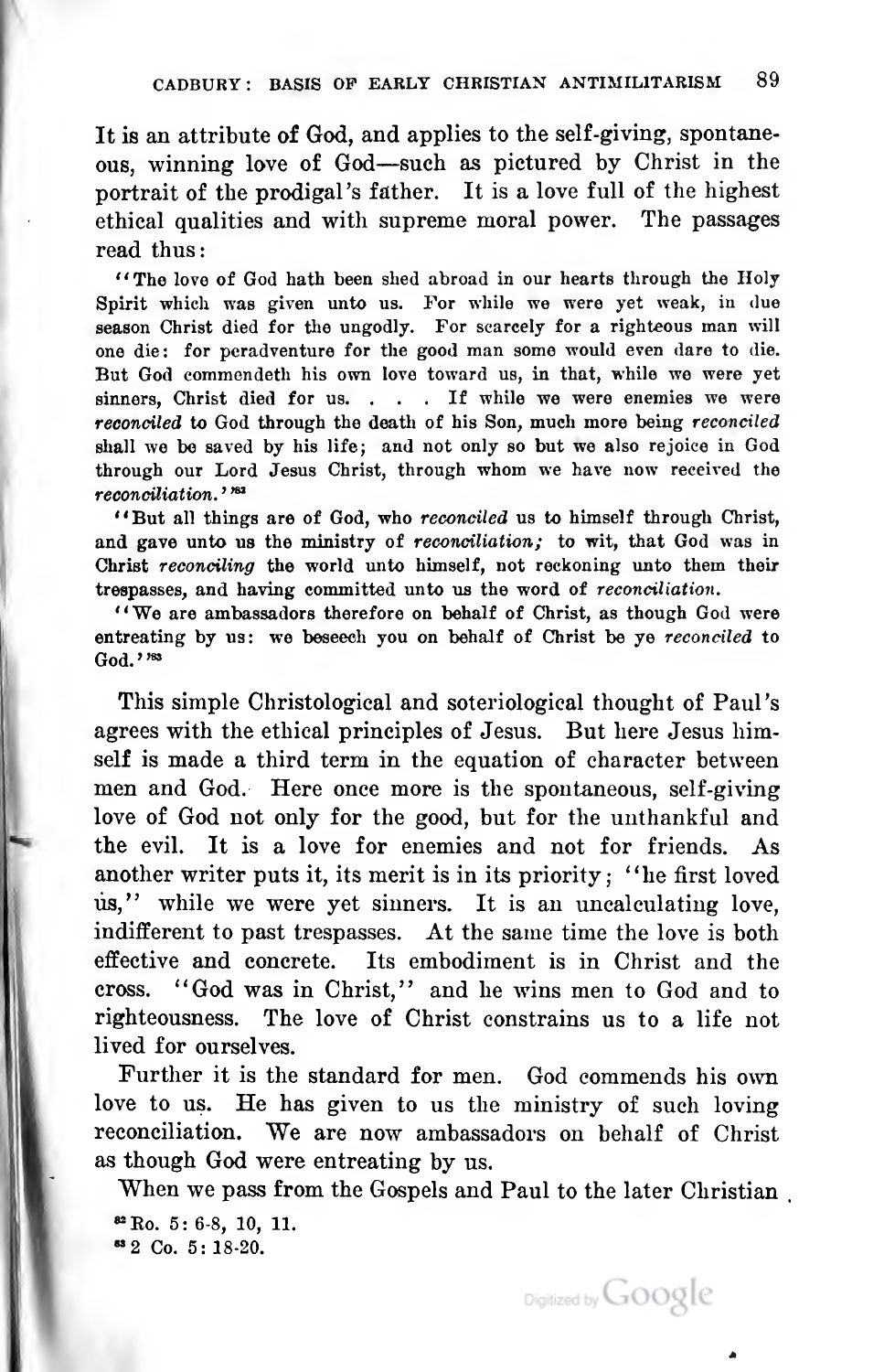It is an attribute of God, and applies to the self-giving, spontaneous, winning love of God—such as pictured by Christ in the portrait of the prodigal's father. It is a love full of the highest ethical qualities and with supreme moral power. The passages read thus:

"The love of God hath been shed abroad in our hearts through the Holy Spirit which was given unto us. For while we were yet weak, in due season Christ died for the ungodly. For scarcely for a righteous man will one die: for peradventure for the good man some would even dare to die. But God commendeth his own love toward us, in that, while we were yet sinners, Christ died for us. . . . If while we were enemies we were *reconciled* to God through the death of his Son, much more being *reconciled* shall we be saved by his life; and not only so but we also rejoice in God through our Lord Jesus Christ, through whom we have now received the *reconciliation.*"[82]

"But all things are of God, who *reconciled* us to himself through Christ, and gave unto us the ministry of *reconciliation;* to wit, that God was in Christ *reconciling* the world unto himself, not reckoning unto them their trespasses, and having committed unto us the word of *reconciliation.*

"We are ambassadors therefore on behalf of Christ, as though God were entreating by us: we beseech you on behalf of Christ be ye *reconciled* to God."[83]

This simple Christological and soteriological thought of Paul's agrees with the ethical principles of Jesus. But here Jesus himself is made a third term in the equation of character between men and God. Here once more is the spontaneous, self-giving love of God not only for the good, but for the unthankful and the evil. It is a love for enemies and not for friends. As another writer puts it, its merit is in its priority; "he first loved us," while we were yet sinners. It is an uncalculating love, indifferent to past trespasses. At the same time the love is both effective and concrete. Its embodiment is in Christ and the cross. "God was in Christ," and he wins men to God and to righteousness. The love of Christ constrains us to a life not lived for ourselves.

Further it is the standard for men. God commends his own love to us. He has given to us the ministry of such loving reconciliation. We are now ambassadors on behalf of Christ as though God were entreating by us.

When we pass from the Gospels and Paul to the later Christian

[82] Ro. 5: 6-8, 10, 11.

[83] 2 Co. 5: 18-20.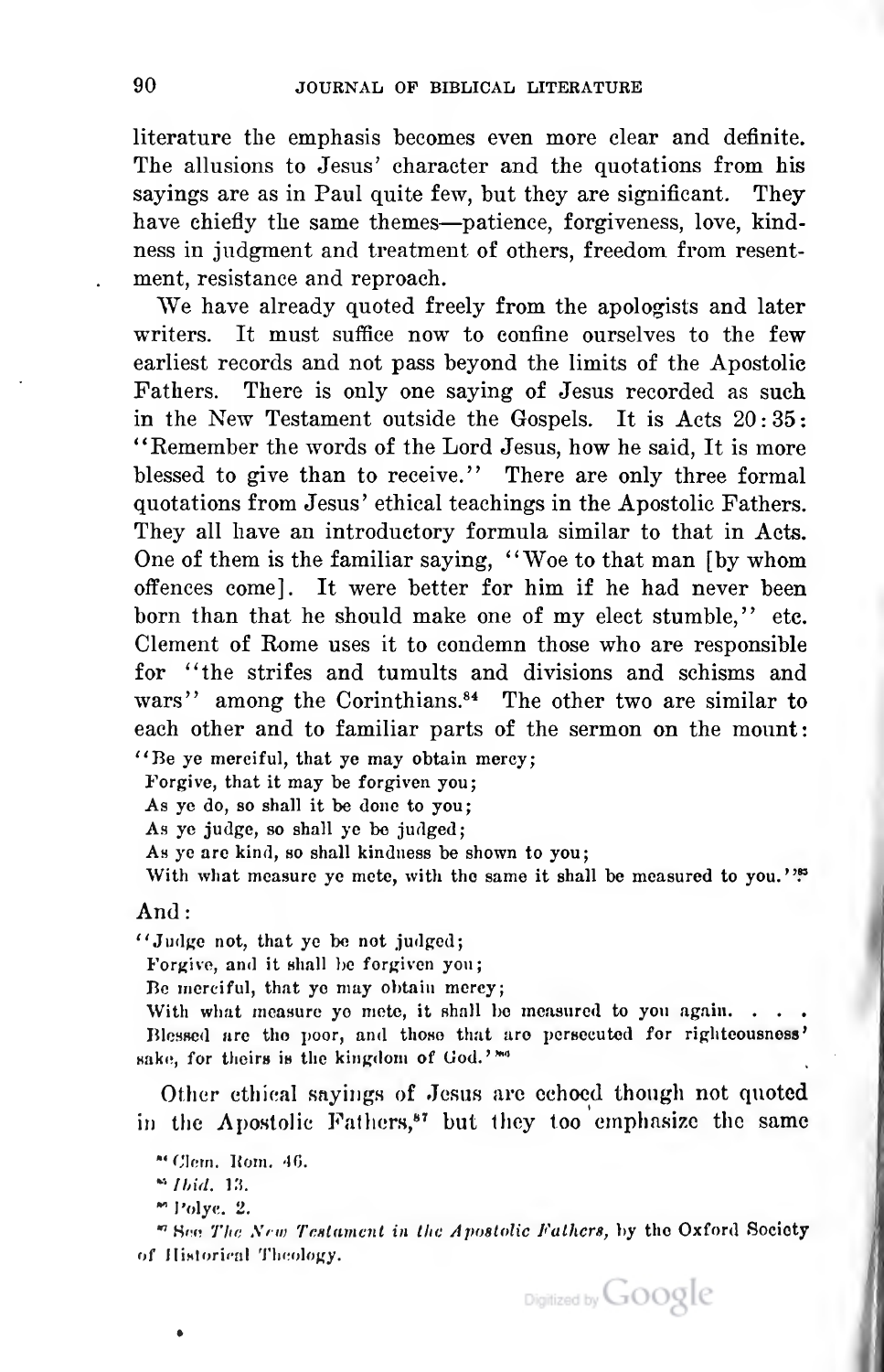literature the emphasis becomes even more clear and definite. The allusions to Jesus' character and the quotations from his sayings are as in Paul quite few, but they are significant. They have chiefly the same themes—patience, forgiveness, love, kindness in judgment and treatment of others, freedom from resentment, resistance and reproach.

We have already quoted freely from the apologists and later writers. It must suffice now to confine ourselves to the few earliest records and not pass beyond the limits of the Apostolic Fathers. There is only one saying of Jesus recorded as such in the New Testament outside the Gospels. It is Acts 20:35: "Remember the words of the Lord Jesus, how he said, It is more blessed to give than to receive." There are only three formal quotations from Jesus' ethical teachings in the Apostolic Fathers. They all have an introductory formula similar to that in Acts. One of them is the familiar saying, "Woe to that man [by whom offences come]. It were better for him if he had never been born than that he should make one of my elect stumble," etc. Clement of Rome uses it to condemn those who are responsible for "the strifes and tumults and divisions and schisms and wars" among the Corinthians.[84] The other two are similar to each other and to familiar parts of the sermon on the mount:

"Be ye merciful, that ye may obtain mercy;
Forgive, that it may be forgiven you;
As ye do, so shall it be done to you;
As ye judge, so shall ye be judged;
As ye are kind, so shall kindness be shown to you;
With what measure ye mete, with the same it shall be measured to you."[85]

And:

"Judge not, that ye be not judged;
Forgive, and it shall be forgiven you;
Be merciful, that ye may obtain mercy;
With what measure ye mete, it shall be measured to you again. . . .
Blessed are the poor, and those that are persecuted for righteousness' sake, for theirs is the kingdom of God."[86]

Other ethical sayings of Jesus are echoed though not quoted in the Apostolic Fathers,[87] but they too emphasize the same

[84] Clem. Rom. 46.

[85] *Ibid.* 13.

[86] Polyc. 2.

[87] See *The New Testament in the Apostolic Fathers*, by the Oxford Society of Historical Theology.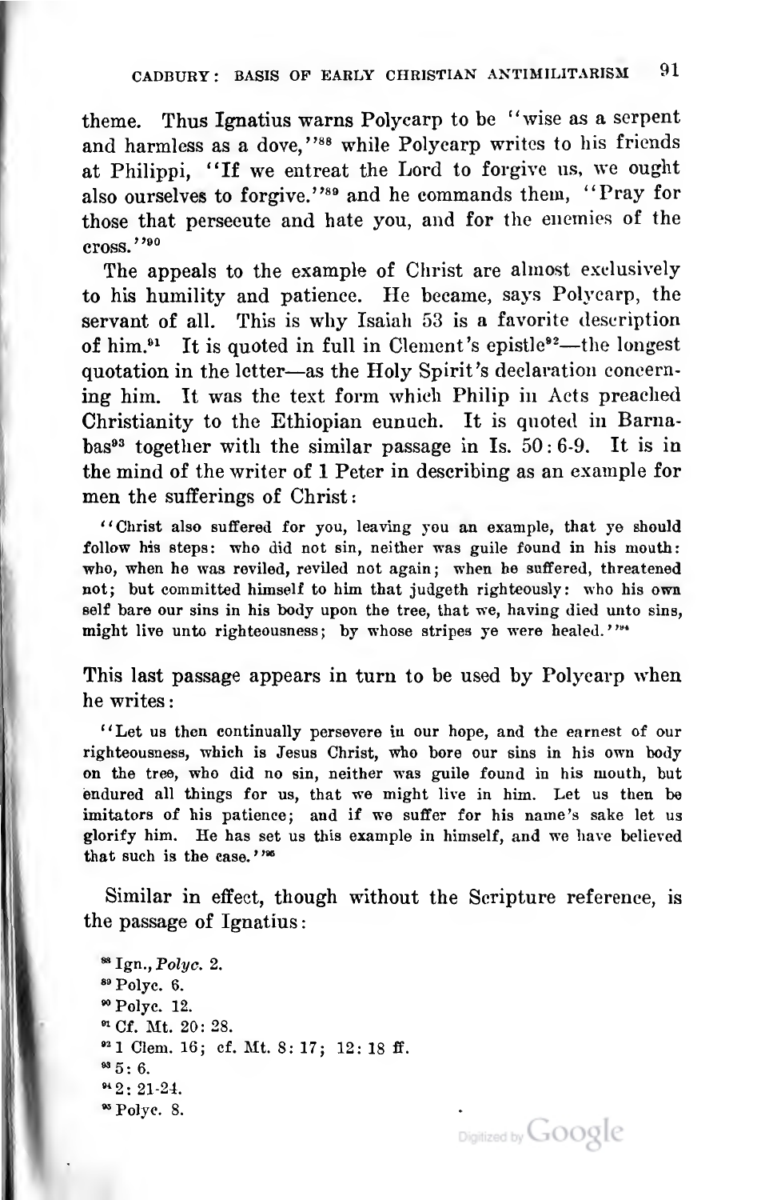theme. Thus Ignatius warns Polycarp to be "wise as a serpent and harmless as a dove,"[88] while Polycarp writes to his friends at Philippi, "If we entreat the Lord to forgive us, we ought also ourselves to forgive."[89] and he commands them, "Pray for those that persecute and hate you, and for the enemies of the cross."[90]

The appeals to the example of Christ are almost exclusively to his humility and patience. He became, says Polycarp, the servant of all. This is why Isaiah 53 is a favorite description of him.[91] It is quoted in full in Clement's epistle[92]—the longest quotation in the letter—as the Holy Spirit's declaration concerning him. It was the text form which Philip in Acts preached Christianity to the Ethiopian eunuch. It is quoted in Barnabas[93] together with the similar passage in Is. 50:6-9. It is in the mind of the writer of 1 Peter in describing as an example for men the sufferings of Christ:

> "Christ also suffered for you, leaving you an example, that ye should follow his steps: who did not sin, neither was guile found in his mouth: who, when he was reviled, reviled not again; when he suffered, threatened not; but committed himself to him that judgeth righteously: who his own self bare our sins in his body upon the tree, that we, having died unto sins, might live unto righteousness; by whose stripes ye were healed."[94]

This last passage appears in turn to be used by Polycarp when he writes:

> "Let us then continually persevere in our hope, and the earnest of our righteousness, which is Jesus Christ, who bore our sins in his own body on the tree, who did no sin, neither was guile found in his mouth, but endured all things for us, that we might live in him. Let us then be imitators of his patience; and if we suffer for his name's sake let us glorify him. He has set us this example in himself, and we have believed that such is the case."[95]

Similar in effect, though without the Scripture reference, is the passage of Ignatius:

[88] Ign., *Polyc.* 2.
[89] Polyc. 6.
[90] Polyc. 12.
[91] Cf. Mt. 20:28.
[92] 1 Clem. 16; cf. Mt. 8:17; 12:18 ff.
[93] 5:6.
[94] 2:21-24.
[95] Polyc. 8.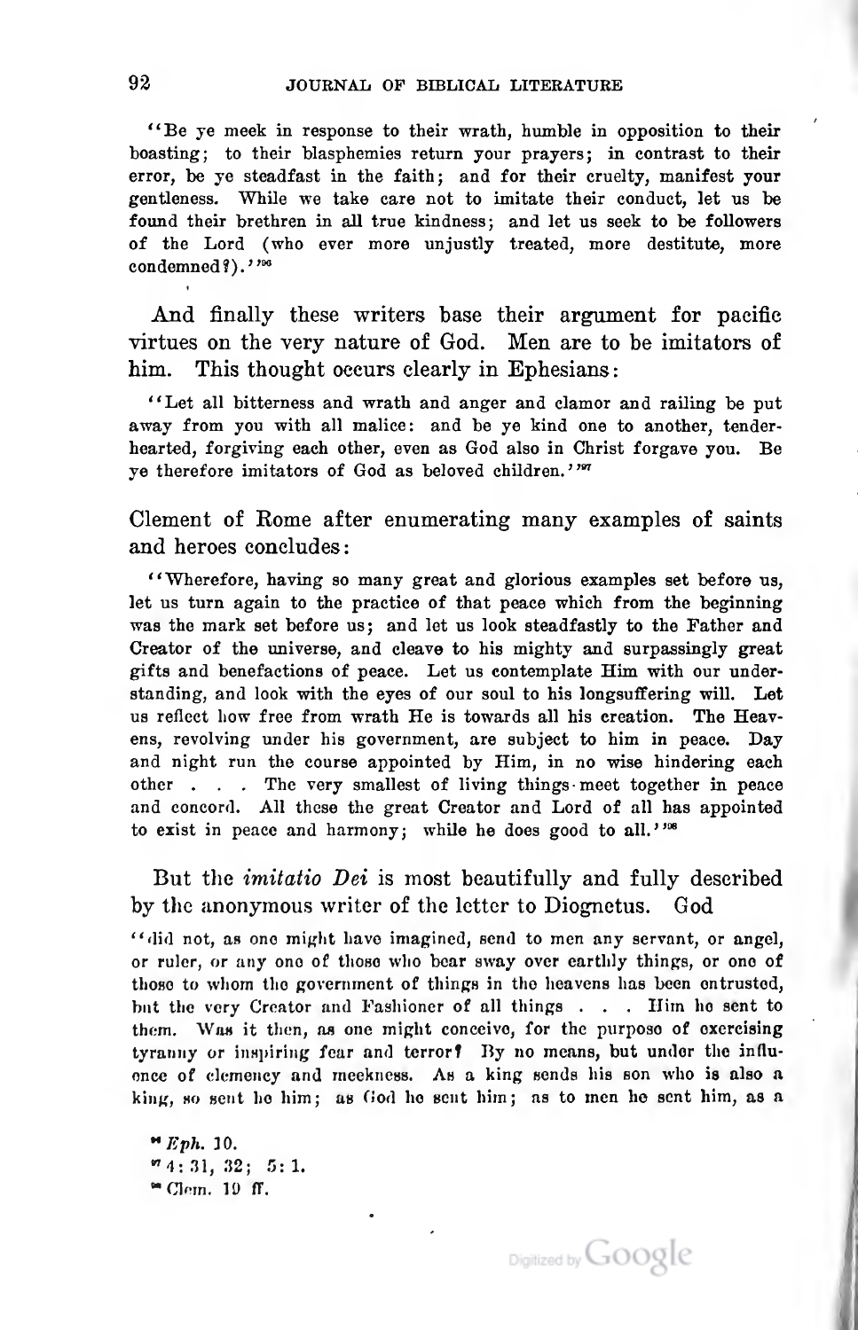"Be ye meek in response to their wrath, humble in opposition to their boasting; to their blasphemies return your prayers; in contrast to their error, be ye steadfast in the faith; and for their cruelty, manifest your gentleness. While we take care not to imitate their conduct, let us be found their brethren in all true kindness; and let us seek to be followers of the Lord (who ever more unjustly treated, more destitute, more condemned?)."[106]

And finally these writers base their argument for pacific virtues on the very nature of God. Men are to be imitators of him. This thought occurs clearly in Ephesians:

"Let all bitterness and wrath and anger and clamor and railing be put away from you with all malice: and be ye kind one to another, tender-hearted, forgiving each other, even as God also in Christ forgave you. Be ye therefore imitators of God as beloved children."[107]

Clement of Rome after enumerating many examples of saints and heroes concludes:

"Wherefore, having so many great and glorious examples set before us, let us turn again to the practice of that peace which from the beginning was the mark set before us; and let us look steadfastly to the Father and Creator of the universe, and cleave to his mighty and surpassingly great gifts and benefactions of peace. Let us contemplate Him with our understanding, and look with the eyes of our soul to his longsuffering will. Let us reflect how free from wrath He is towards all his creation. The Heavens, revolving under his government, are subject to him in peace. Day and night run the course appointed by Him, in no wise hindering each other . . . The very smallest of living things meet together in peace and concord. All these the great Creator and Lord of all has appointed to exist in peace and harmony; while he does good to all."[108]

But the *imitatio Dei* is most beautifully and fully described by the anonymous writer of the letter to Diognetus. God

"did not, as one might have imagined, send to men any servant, or angel, or ruler, or any one of those who bear sway over earthly things, or one of those to whom the government of things in the heavens has been entrusted, but the very Creator and Fashioner of all things . . . Him he sent to them. Was it then, as one might conceive, for the purpose of exercising tyranny or inspiring fear and terror? By no means, but under the influence of clemency and meekness. As a king sends his son who is also a king, so sent he him; as God he sent him; as to men he sent him, as a

[106] *Eph.* 10.
[107] 4: 31, 32; 5: 1.
[108] Clem. 19 ff.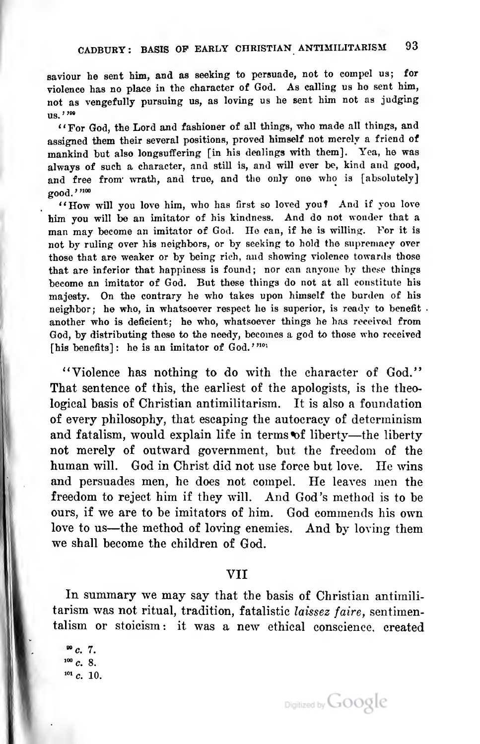saviour he sent him, and as seeking to persuade, not to compel us; for violence has no place in the character of God. As calling us he sent him, not as vengefully pursuing us, as loving us he sent him not as judging us.'[99]

"For God, the Lord and fashioner of all things, who made all things, and assigned them their several positions, proved himself not merely a friend of mankind but also longsuffering [in his dealings with them]. Yea, he was always of such a character, and still is, and will ever be, kind and good, and free from wrath, and true, and the only one who is [absolutely] good.'[100]

"How will you love him, who has first so loved you? And if you love him you will be an imitator of his kindness. And do not wonder that a man may become an imitator of God. He can, if he is willing. For it is not by ruling over his neighbors, or by seeking to hold the supremacy over those that are weaker or by being rich, and showing violence towards those that are inferior that happiness is found; nor can anyone by these things become an imitator of God. But these things do not at all constitute his majesty. On the contrary he who takes upon himself the burden of his neighbor; he who, in whatsoever respect he is superior, is ready to benefit another who is deficient; he who, whatsoever things he has received from God, by distributing these to the needy, becomes a god to those who received [his benefits]: he is an imitator of God.'"[101]

"Violence has nothing to do with the character of God." That sentence of this, the earliest of the apologists, is the theological basis of Christian antimilitarism. It is also a foundation of every philosophy, that escaping the autocracy of determinism and fatalism, would explain life in terms of liberty—the liberty not merely of outward government, but the freedom of the human will. God in Christ did not use force but love. He wins and persuades men, he does not compel. He leaves men the freedom to reject him if they will. And God's method is to be ours, if we are to be imitators of him. God commends his own love to us—the method of loving enemies. And by loving them we shall become the children of God.

## VII

In summary we may say that the basis of Christian antimilitarism was not ritual, tradition, fatalistic *laissez faire*, sentimentalism or stoicism: it was a new ethical conscience, created

[99] *c.* 7.

[100] *c.* 8.

[101] *c.* 10.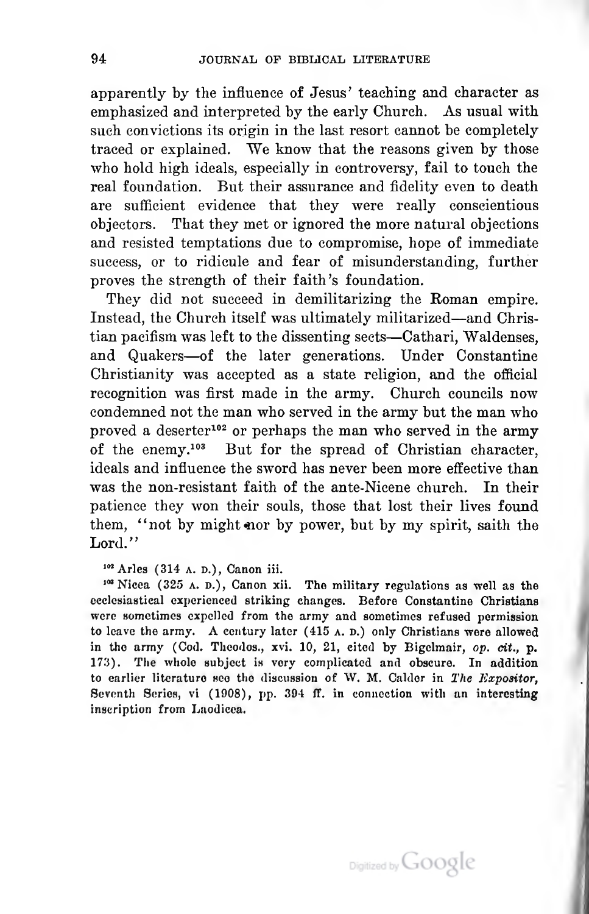apparently by the influence of Jesus' teaching and character as emphasized and interpreted by the early Church. As usual with such convictions its origin in the last resort cannot be completely traced or explained. We know that the reasons given by those who hold high ideals, especially in controversy, fail to touch the real foundation. But their assurance and fidelity even to death are sufficient evidence that they were really conscientious objectors. That they met or ignored the more natural objections and resisted temptations due to compromise, hope of immediate success, or to ridicule and fear of misunderstanding, further proves the strength of their faith's foundation.

They did not succeed in demilitarizing the Roman empire. Instead, the Church itself was ultimately militarized—and Christian pacifism was left to the dissenting sects—Cathari, Waldenses, and Quakers—of the later generations. Under Constantine Christianity was accepted as a state religion, and the official recognition was first made in the army. Church councils now condemned not the man who served in the army but the man who proved a deserter[102] or perhaps the man who served in the army of the enemy.[103] But for the spread of Christian character, ideals and influence the sword has never been more effective than was the non-resistant faith of the ante-Nicene church. In their patience they won their souls, those that lost their lives found them, "not by might nor by power, but by my spirit, saith the Lord."

[102] Arles (314 A. D.), Canon iii.

[103] Nicea (325 A. D.), Canon xii. The military regulations as well as the ecclesiastical experienced striking changes. Before Constantine Christians were sometimes expelled from the army and sometimes refused permission to leave the army. A century later (415 A. D.) only Christians were allowed in the army (Cod. Theodos., xvi. 10, 21, cited by Bigelmair, *op. cit.*, p. 173). The whole subject is very complicated and obscure. In addition to earlier literature see the discussion of W. M. Calder in *The Expositor*, Seventh Series, vi (1908), pp. 394 ff. in connection with an interesting inscription from Laodicea.